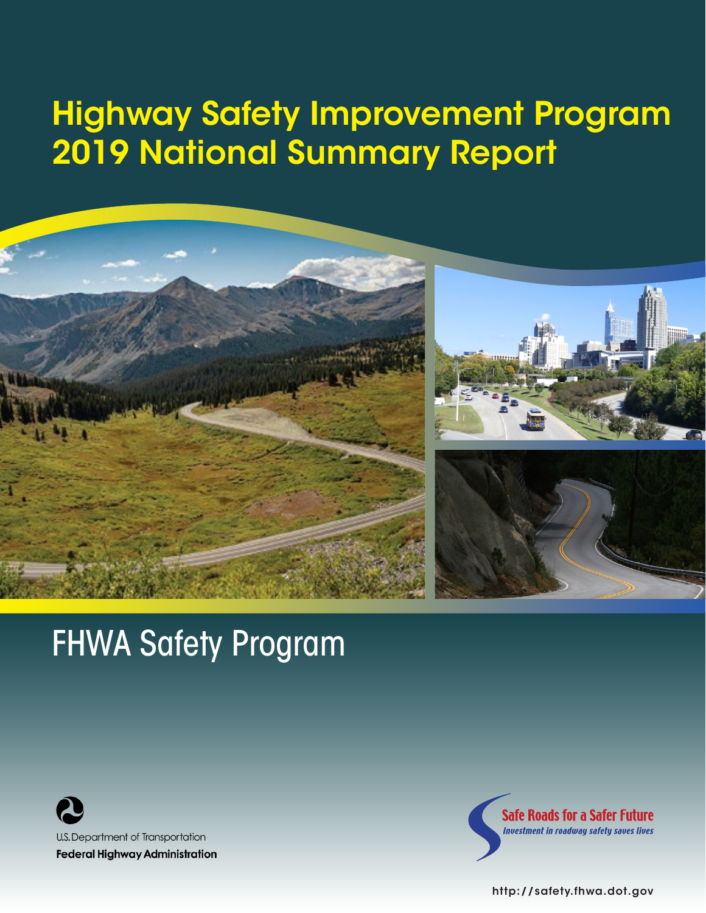# Highway Safety Improvement Program 2019 National Summary Report

## FHWA Safety Program

U.S. Department of Transportation
**Federal Highway Administration**

**Safe Roads for a Safer Future**
*Investment in roadway safety saves lives*

http://safety.fhwa.dot.gov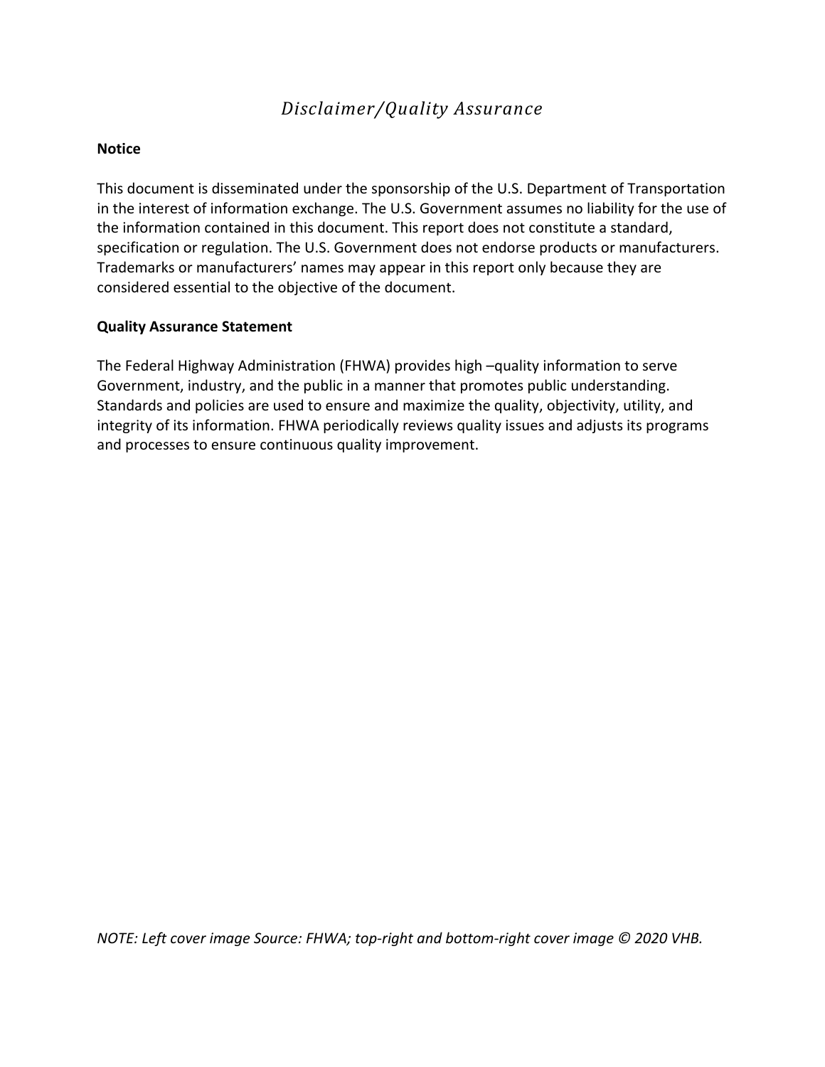# *Disclaimer/Quality Assurance*

**Notice**

This document is disseminated under the sponsorship of the U.S. Department of Transportation in the interest of information exchange. The U.S. Government assumes no liability for the use of the information contained in this document. This report does not constitute a standard, specification or regulation. The U.S. Government does not endorse products or manufacturers. Trademarks or manufacturers' names may appear in this report only because they are considered essential to the objective of the document.

**Quality Assurance Statement**

The Federal Highway Administration (FHWA) provides high –quality information to serve Government, industry, and the public in a manner that promotes public understanding. Standards and policies are used to ensure and maximize the quality, objectivity, utility, and integrity of its information. FHWA periodically reviews quality issues and adjusts its programs and processes to ensure continuous quality improvement.

*NOTE: Left cover image Source: FHWA; top-right and bottom-right cover image © 2020 VHB.*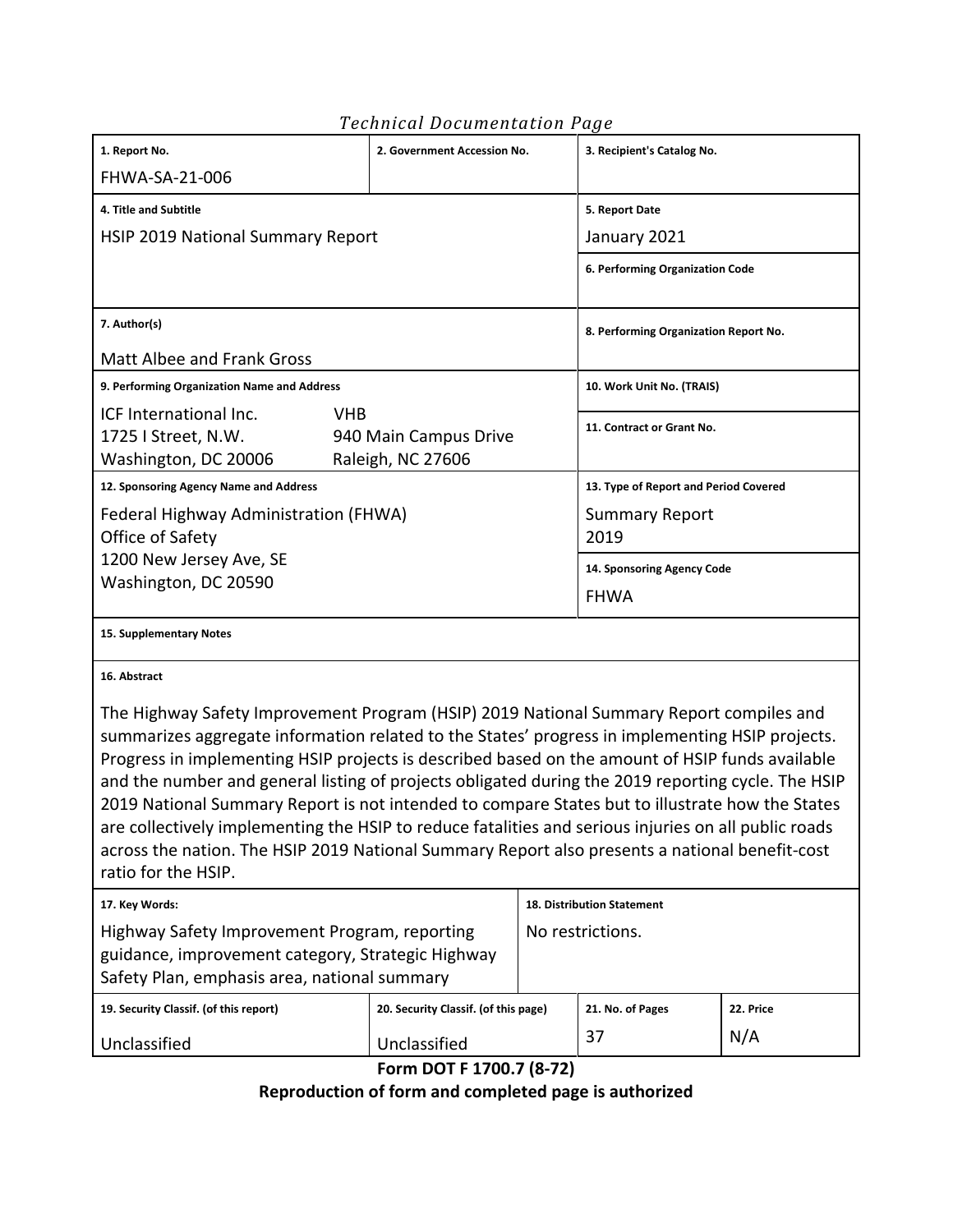*Technical Documentation Page*

| 1. Report No. | 2. Government Accession No. | 3. Recipient's Catalog No. |
|---|---|---|
| FHWA-SA-21-006 | | |
| **4. Title and Subtitle** | | **5. Report Date** |
| HSIP 2019 National Summary Report | | January 2021 |
| | | **6. Performing Organization Code** |
| **7. Author(s)** | | **8. Performing Organization Report No.** |
| Matt Albee and Frank Gross | | |
| **9. Performing Organization Name and Address** | | **10. Work Unit No. (TRAIS)** |
| ICF International Inc.<br>1725 I Street, N.W.<br>Washington, DC 20006 | VHB<br>940 Main Campus Drive<br>Raleigh, NC 27606 | **11. Contract or Grant No.** |
| **12. Sponsoring Agency Name and Address** | | **13. Type of Report and Period Covered** |
| Federal Highway Administration (FHWA)<br>Office of Safety<br>1200 New Jersey Ave, SE<br>Washington, DC 20590 | | Summary Report<br>2019 |
| | | **14. Sponsoring Agency Code** |
| | | FHWA |

**15. Supplementary Notes**

**16. Abstract**

The Highway Safety Improvement Program (HSIP) 2019 National Summary Report compiles and summarizes aggregate information related to the States' progress in implementing HSIP projects. Progress in implementing HSIP projects is described based on the amount of HSIP funds available and the number and general listing of projects obligated during the 2019 reporting cycle. The HSIP 2019 National Summary Report is not intended to compare States but to illustrate how the States are collectively implementing the HSIP to reduce fatalities and serious injuries on all public roads across the nation. The HSIP 2019 National Summary Report also presents a national benefit-cost ratio for the HSIP.

| 17. Key Words: | 18. Distribution Statement |
|---|---|
| Highway Safety Improvement Program, reporting guidance, improvement category, Strategic Highway Safety Plan, emphasis area, national summary | No restrictions. |

| 19. Security Classif. (of this report) | 20. Security Classif. (of this page) | 21. No. of Pages | 22. Price |
|---|---|---|---|
| Unclassified | Unclassified | 37 | N/A |

**Form DOT F 1700.7 (8-72)**

**Reproduction of form and completed page is authorized**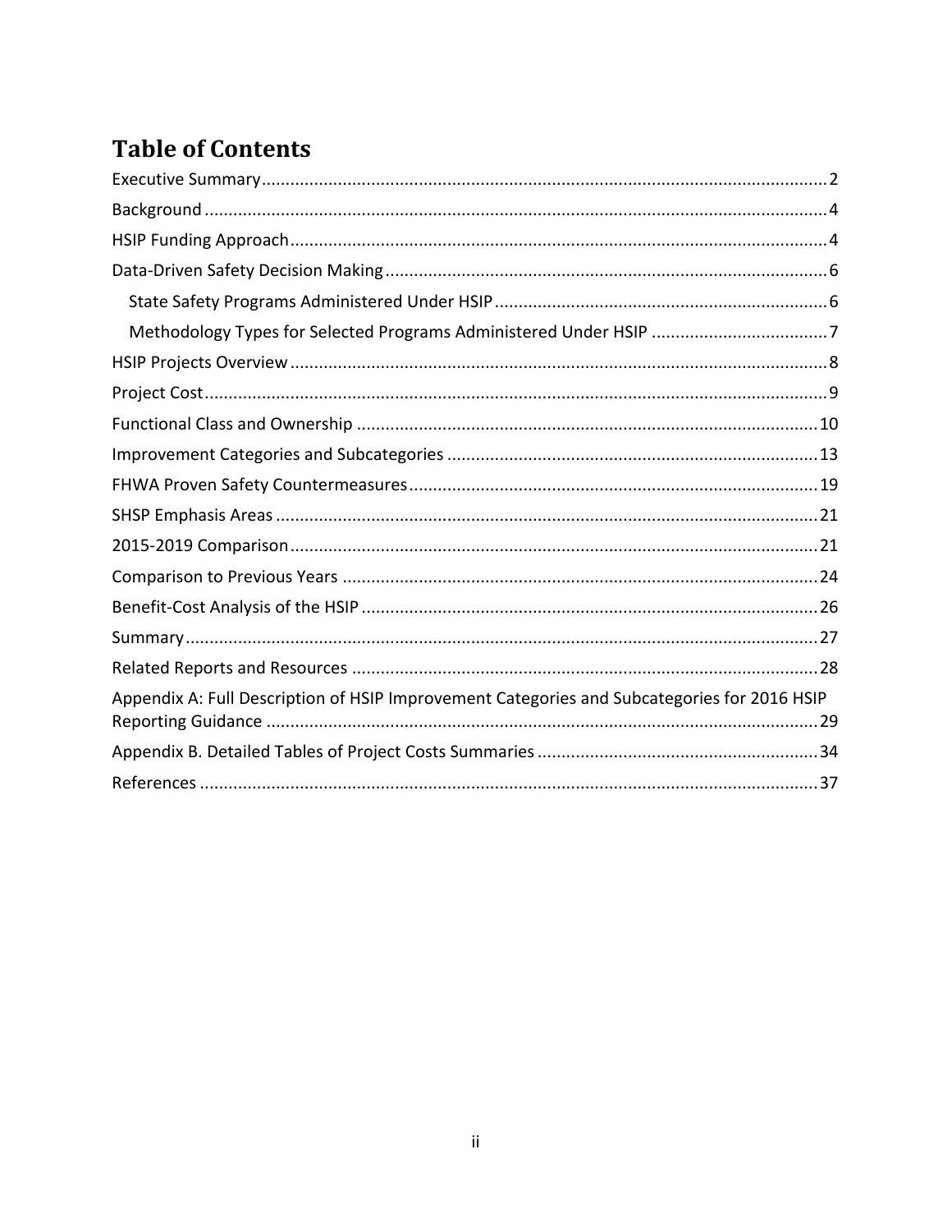# Table of Contents

Executive Summary ........ 2

Background ........ 4

HSIP Funding Approach ........ 4

Data-Driven Safety Decision Making ........ 6

- State Safety Programs Administered Under HSIP ........ 6
- Methodology Types for Selected Programs Administered Under HSIP ........ 7

HSIP Projects Overview ........ 8

Project Cost ........ 9

Functional Class and Ownership ........ 10

Improvement Categories and Subcategories ........ 13

FHWA Proven Safety Countermeasures ........ 19

SHSP Emphasis Areas ........ 21

2015-2019 Comparison ........ 21

Comparison to Previous Years ........ 24

Benefit-Cost Analysis of the HSIP ........ 26

Summary ........ 27

Related Reports and Resources ........ 28

Appendix A: Full Description of HSIP Improvement Categories and Subcategories for 2016 HSIP Reporting Guidance ........ 29

Appendix B. Detailed Tables of Project Costs Summaries ........ 34

References ........ 37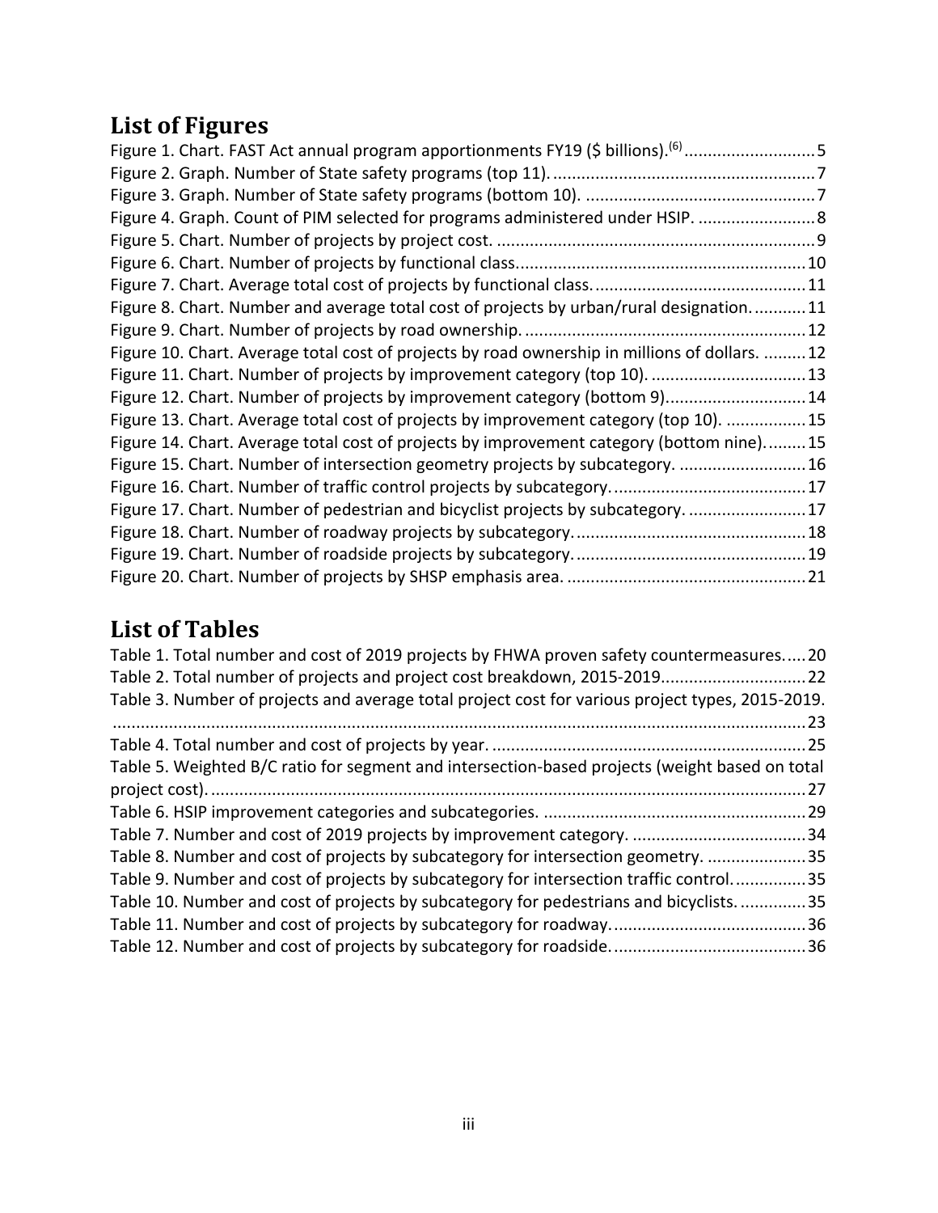## List of Figures

Figure 1. Chart. FAST Act annual program apportionments FY19 ($ billions).[6] ............................5
Figure 2. Graph. Number of State safety programs (top 11). .........................................................7
Figure 3. Graph. Number of State safety programs (bottom 10). ..................................................7
Figure 4. Graph. Count of PIM selected for programs administered under HSIP. .........................8
Figure 5. Chart. Number of projects by project cost. ....................................................................9
Figure 6. Chart. Number of projects by functional class..............................................................10
Figure 7. Chart. Average total cost of projects by functional class.............................................11
Figure 8. Chart. Number and average total cost of projects by urban/rural designation. ...........11
Figure 9. Chart. Number of projects by road ownership. ............................................................12
Figure 10. Chart. Average total cost of projects by road ownership in millions of dollars. .........12
Figure 11. Chart. Number of projects by improvement category (top 10). .................................13
Figure 12. Chart. Number of projects by improvement category (bottom 9)..............................14
Figure 13. Chart. Average total cost of projects by improvement category (top 10). .................15
Figure 14. Chart. Average total cost of projects by improvement category (bottom nine).........15
Figure 15. Chart. Number of intersection geometry projects by subcategory. ...........................16
Figure 16. Chart. Number of traffic control projects by subcategory. .........................................17
Figure 17. Chart. Number of pedestrian and bicyclist projects by subcategory. .........................17
Figure 18. Chart. Number of roadway projects by subcategory..................................................18
Figure 19. Chart. Number of roadside projects by subcategory..................................................19
Figure 20. Chart. Number of projects by SHSP emphasis area. ...................................................21

## List of Tables

Table 1. Total number and cost of 2019 projects by FHWA proven safety countermeasures.....20
Table 2. Total number of projects and project cost breakdown, 2015-2019..............................22
Table 3. Number of projects and average total project cost for various project types, 2015-2019. ...................................................................................................................................23
Table 4. Total number and cost of projects by year. ..................................................................25
Table 5. Weighted B/C ratio for segment and intersection-based projects (weight based on total project cost). .............................................................................................................................27
Table 6. HSIP improvement categories and subcategories. ........................................................29
Table 7. Number and cost of 2019 projects by improvement category. .....................................34
Table 8. Number and cost of projects by subcategory for intersection geometry. .....................35
Table 9. Number and cost of projects by subcategory for intersection traffic control. ...............35
Table 10. Number and cost of projects by subcategory for pedestrians and bicyclists. ..............35
Table 11. Number and cost of projects by subcategory for roadway. .........................................36
Table 12. Number and cost of projects by subcategory for roadside. .........................................36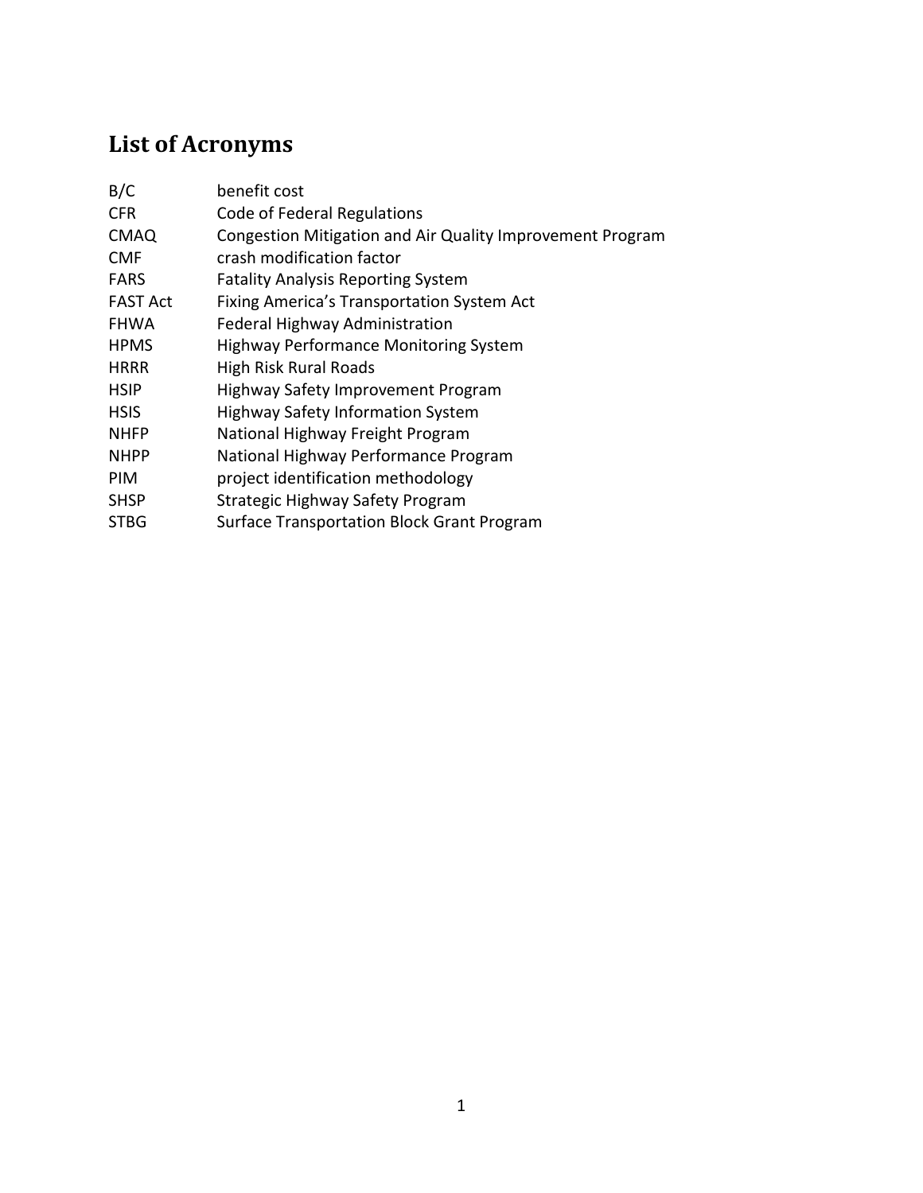# List of Acronyms

| | |
|---|---|
| B/C | benefit cost |
| CFR | Code of Federal Regulations |
| CMAQ | Congestion Mitigation and Air Quality Improvement Program |
| CMF | crash modification factor |
| FARS | Fatality Analysis Reporting System |
| FAST Act | Fixing America's Transportation System Act |
| FHWA | Federal Highway Administration |
| HPMS | Highway Performance Monitoring System |
| HRRR | High Risk Rural Roads |
| HSIP | Highway Safety Improvement Program |
| HSIS | Highway Safety Information System |
| NHFP | National Highway Freight Program |
| NHPP | National Highway Performance Program |
| PIM | project identification methodology |
| SHSP | Strategic Highway Safety Program |
| STBG | Surface Transportation Block Grant Program |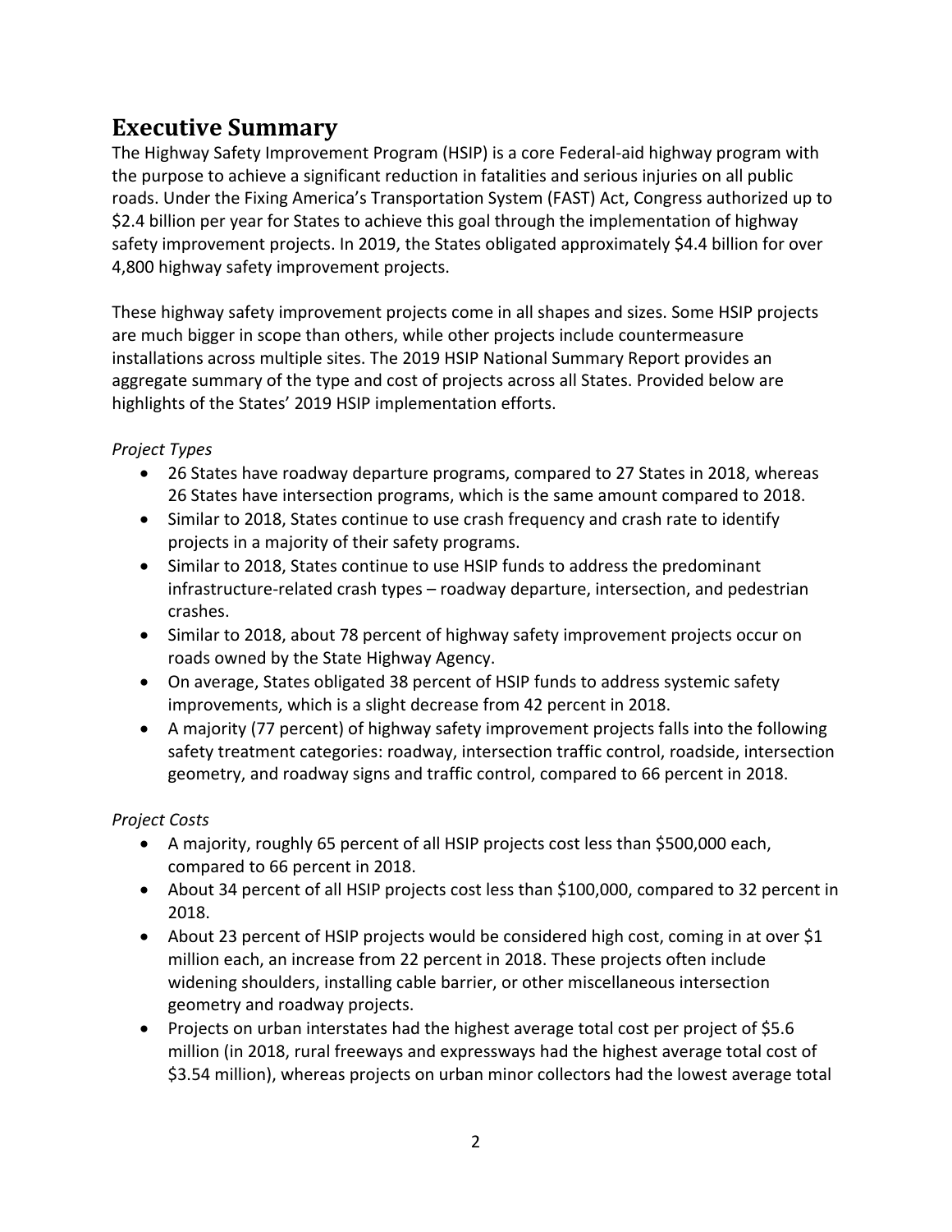# Executive Summary

The Highway Safety Improvement Program (HSIP) is a core Federal-aid highway program with the purpose to achieve a significant reduction in fatalities and serious injuries on all public roads. Under the Fixing America's Transportation System (FAST) Act, Congress authorized up to $2.4 billion per year for States to achieve this goal through the implementation of highway safety improvement projects. In 2019, the States obligated approximately $4.4 billion for over 4,800 highway safety improvement projects.

These highway safety improvement projects come in all shapes and sizes. Some HSIP projects are much bigger in scope than others, while other projects include countermeasure installations across multiple sites. The 2019 HSIP National Summary Report provides an aggregate summary of the type and cost of projects across all States. Provided below are highlights of the States' 2019 HSIP implementation efforts.

*Project Types*

- 26 States have roadway departure programs, compared to 27 States in 2018, whereas 26 States have intersection programs, which is the same amount compared to 2018.
- Similar to 2018, States continue to use crash frequency and crash rate to identify projects in a majority of their safety programs.
- Similar to 2018, States continue to use HSIP funds to address the predominant infrastructure-related crash types – roadway departure, intersection, and pedestrian crashes.
- Similar to 2018, about 78 percent of highway safety improvement projects occur on roads owned by the State Highway Agency.
- On average, States obligated 38 percent of HSIP funds to address systemic safety improvements, which is a slight decrease from 42 percent in 2018.
- A majority (77 percent) of highway safety improvement projects falls into the following safety treatment categories: roadway, intersection traffic control, roadside, intersection geometry, and roadway signs and traffic control, compared to 66 percent in 2018.

*Project Costs*

- A majority, roughly 65 percent of all HSIP projects cost less than $500,000 each, compared to 66 percent in 2018.
- About 34 percent of all HSIP projects cost less than $100,000, compared to 32 percent in 2018.
- About 23 percent of HSIP projects would be considered high cost, coming in at over $1 million each, an increase from 22 percent in 2018. These projects often include widening shoulders, installing cable barrier, or other miscellaneous intersection geometry and roadway projects.
- Projects on urban interstates had the highest average total cost per project of $5.6 million (in 2018, rural freeways and expressways had the highest average total cost of $3.54 million), whereas projects on urban minor collectors had the lowest average total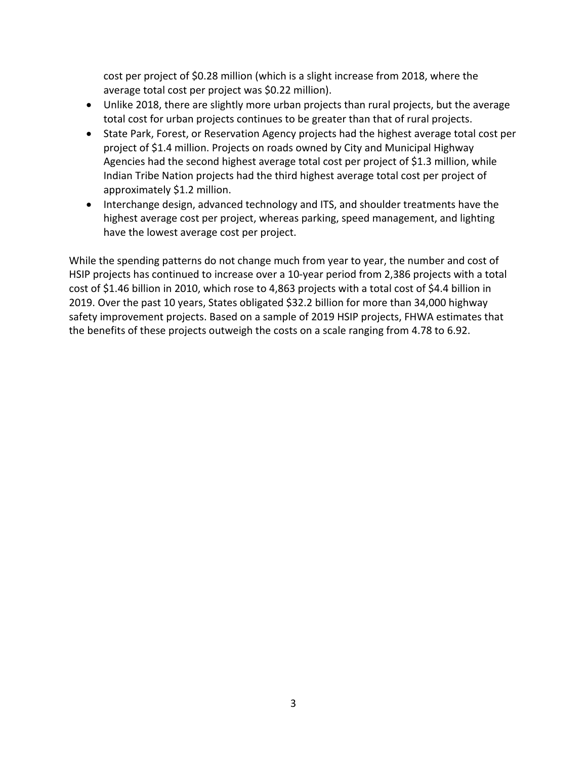cost per project of $0.28 million (which is a slight increase from 2018, where the average total cost per project was $0.22 million).

- Unlike 2018, there are slightly more urban projects than rural projects, but the average total cost for urban projects continues to be greater than that of rural projects.
- State Park, Forest, or Reservation Agency projects had the highest average total cost per project of $1.4 million. Projects on roads owned by City and Municipal Highway Agencies had the second highest average total cost per project of $1.3 million, while Indian Tribe Nation projects had the third highest average total cost per project of approximately $1.2 million.
- Interchange design, advanced technology and ITS, and shoulder treatments have the highest average cost per project, whereas parking, speed management, and lighting have the lowest average cost per project.

While the spending patterns do not change much from year to year, the number and cost of HSIP projects has continued to increase over a 10-year period from 2,386 projects with a total cost of $1.46 billion in 2010, which rose to 4,863 projects with a total cost of $4.4 billion in 2019. Over the past 10 years, States obligated $32.2 billion for more than 34,000 highway safety improvement projects. Based on a sample of 2019 HSIP projects, FHWA estimates that the benefits of these projects outweigh the costs on a scale ranging from 4.78 to 6.92.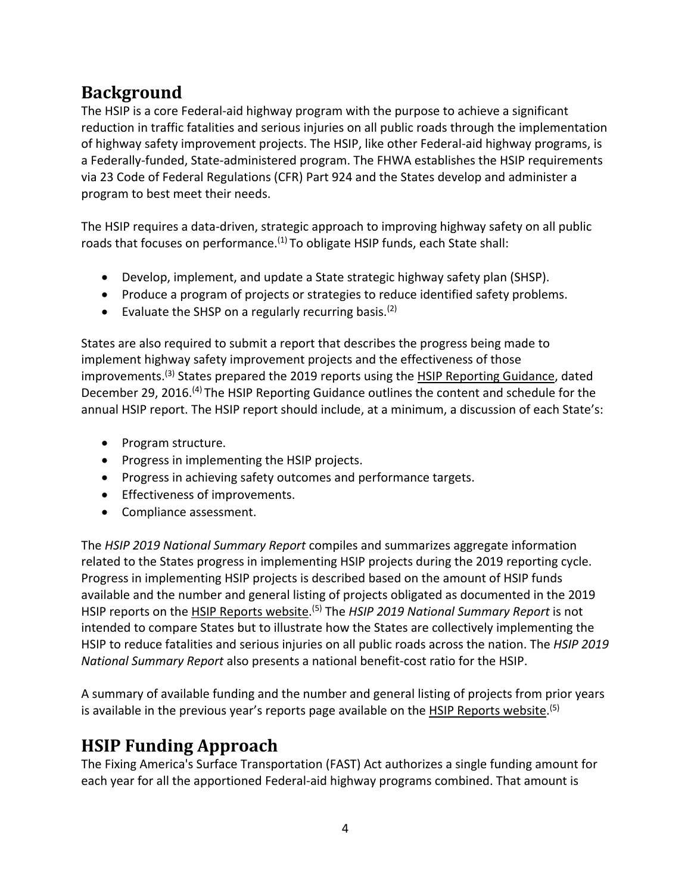## Background

The HSIP is a core Federal-aid highway program with the purpose to achieve a significant reduction in traffic fatalities and serious injuries on all public roads through the implementation of highway safety improvement projects. The HSIP, like other Federal-aid highway programs, is a Federally-funded, State-administered program. The FHWA establishes the HSIP requirements via 23 Code of Federal Regulations (CFR) Part 924 and the States develop and administer a program to best meet their needs.

The HSIP requires a data-driven, strategic approach to improving highway safety on all public roads that focuses on performance.(1) To obligate HSIP funds, each State shall:

- Develop, implement, and update a State strategic highway safety plan (SHSP).
- Produce a program of projects or strategies to reduce identified safety problems.
- Evaluate the SHSP on a regularly recurring basis.(2)

States are also required to submit a report that describes the progress being made to implement highway safety improvement projects and the effectiveness of those improvements.(3) States prepared the 2019 reports using the HSIP Reporting Guidance, dated December 29, 2016.(4) The HSIP Reporting Guidance outlines the content and schedule for the annual HSIP report. The HSIP report should include, at a minimum, a discussion of each State's:

- Program structure.
- Progress in implementing the HSIP projects.
- Progress in achieving safety outcomes and performance targets.
- Effectiveness of improvements.
- Compliance assessment.

The *HSIP 2019 National Summary Report* compiles and summarizes aggregate information related to the States progress in implementing HSIP projects during the 2019 reporting cycle. Progress in implementing HSIP projects is described based on the amount of HSIP funds available and the number and general listing of projects obligated as documented in the 2019 HSIP reports on the HSIP Reports website.(5) The *HSIP 2019 National Summary Report* is not intended to compare States but to illustrate how the States are collectively implementing the HSIP to reduce fatalities and serious injuries on all public roads across the nation. The *HSIP 2019 National Summary Report* also presents a national benefit-cost ratio for the HSIP.

A summary of available funding and the number and general listing of projects from prior years is available in the previous year's reports page available on the HSIP Reports website.(5)

## HSIP Funding Approach

The Fixing America's Surface Transportation (FAST) Act authorizes a single funding amount for each year for all the apportioned Federal-aid highway programs combined. That amount is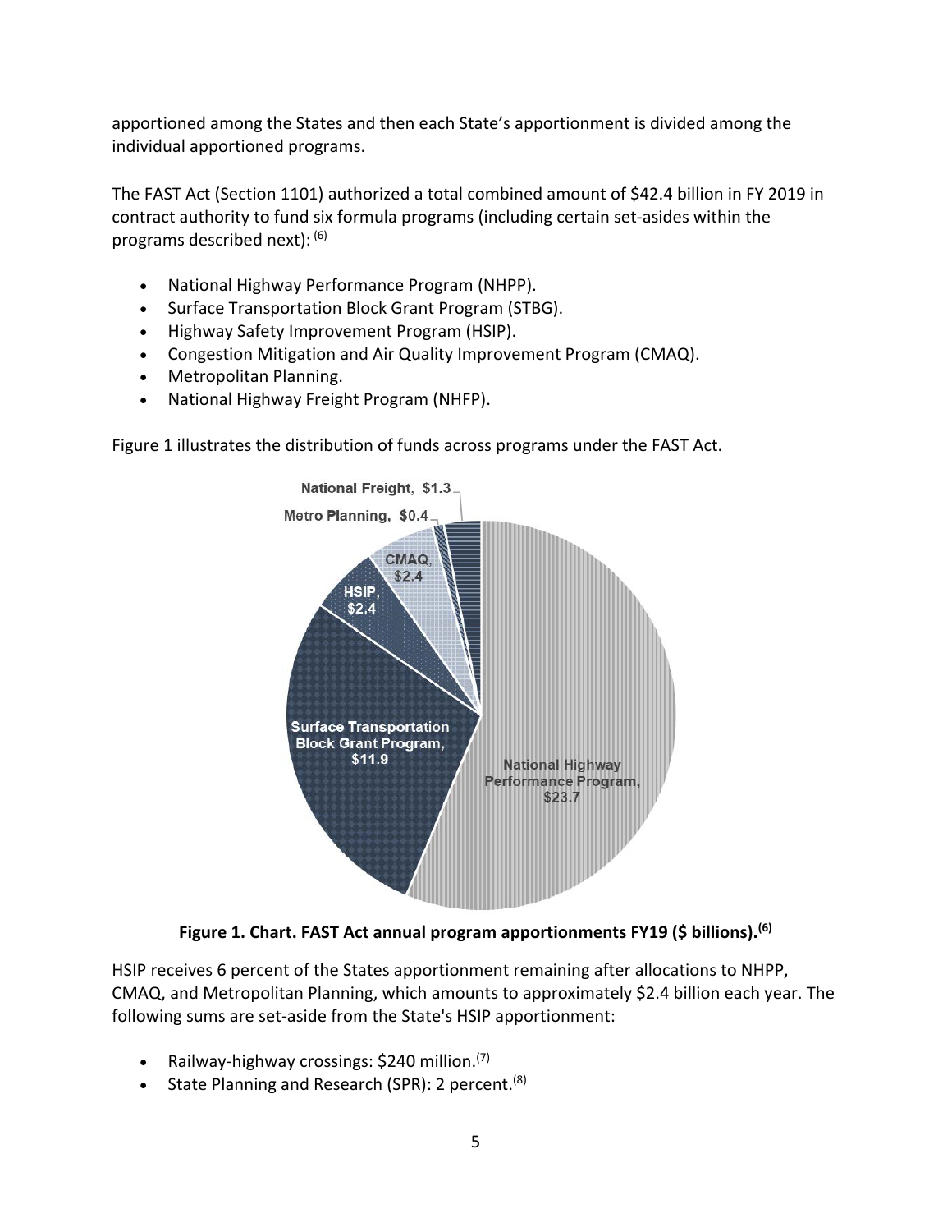apportioned among the States and then each State's apportionment is divided among the individual apportioned programs.

The FAST Act (Section 1101) authorized a total combined amount of $42.4 billion in FY 2019 in contract authority to fund six formula programs (including certain set-asides within the programs described next): (6)

- National Highway Performance Program (NHPP).
- Surface Transportation Block Grant Program (STBG).
- Highway Safety Improvement Program (HSIP).
- Congestion Mitigation and Air Quality Improvement Program (CMAQ).
- Metropolitan Planning.
- National Highway Freight Program (NHFP).

Figure 1 illustrates the distribution of funds across programs under the FAST Act.

**Figure 1. Chart. FAST Act annual program apportionments FY19 ($ billions).(6)**

HSIP receives 6 percent of the States apportionment remaining after allocations to NHPP, CMAQ, and Metropolitan Planning, which amounts to approximately $2.4 billion each year. The following sums are set-aside from the State's HSIP apportionment:

- Railway-highway crossings: $240 million.(7)
- State Planning and Research (SPR): 2 percent.(8)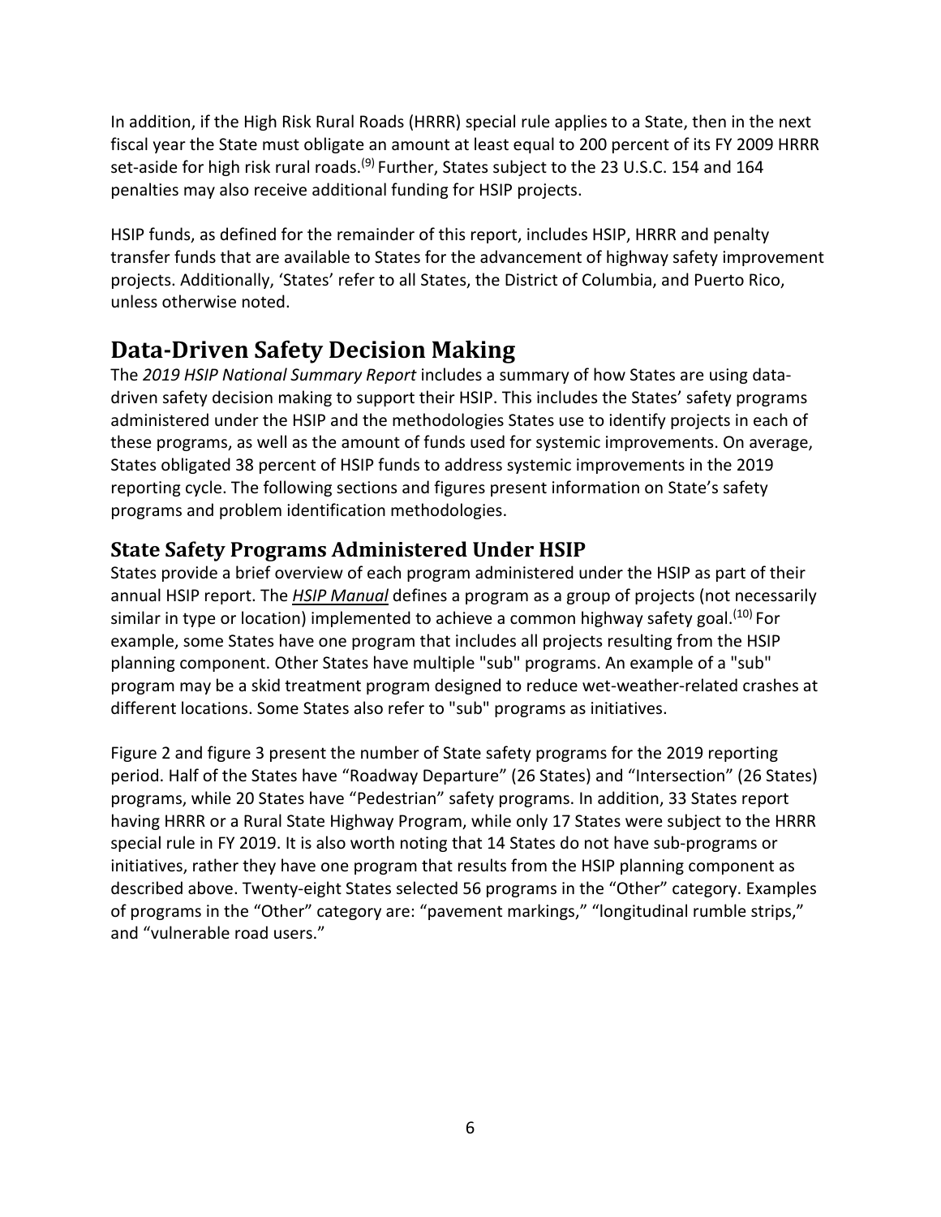In addition, if the High Risk Rural Roads (HRRR) special rule applies to a State, then in the next fiscal year the State must obligate an amount at least equal to 200 percent of its FY 2009 HRRR set-aside for high risk rural roads.[9] Further, States subject to the 23 U.S.C. 154 and 164 penalties may also receive additional funding for HSIP projects.

HSIP funds, as defined for the remainder of this report, includes HSIP, HRRR and penalty transfer funds that are available to States for the advancement of highway safety improvement projects. Additionally, 'States' refer to all States, the District of Columbia, and Puerto Rico, unless otherwise noted.

## Data-Driven Safety Decision Making

The *2019 HSIP National Summary Report* includes a summary of how States are using data-driven safety decision making to support their HSIP. This includes the States' safety programs administered under the HSIP and the methodologies States use to identify projects in each of these programs, as well as the amount of funds used for systemic improvements. On average, States obligated 38 percent of HSIP funds to address systemic improvements in the 2019 reporting cycle. The following sections and figures present information on State's safety programs and problem identification methodologies.

### State Safety Programs Administered Under HSIP

States provide a brief overview of each program administered under the HSIP as part of their annual HSIP report. The ***HSIP Manual*** defines a program as a group of projects (not necessarily similar in type or location) implemented to achieve a common highway safety goal.[10] For example, some States have one program that includes all projects resulting from the HSIP planning component. Other States have multiple "sub" programs. An example of a "sub" program may be a skid treatment program designed to reduce wet-weather-related crashes at different locations. Some States also refer to "sub" programs as initiatives.

Figure 2 and figure 3 present the number of State safety programs for the 2019 reporting period. Half of the States have "Roadway Departure" (26 States) and "Intersection" (26 States) programs, while 20 States have "Pedestrian" safety programs. In addition, 33 States report having HRRR or a Rural State Highway Program, while only 17 States were subject to the HRRR special rule in FY 2019. It is also worth noting that 14 States do not have sub-programs or initiatives, rather they have one program that results from the HSIP planning component as described above. Twenty-eight States selected 56 programs in the "Other" category. Examples of programs in the "Other" category are: "pavement markings," "longitudinal rumble strips," and "vulnerable road users."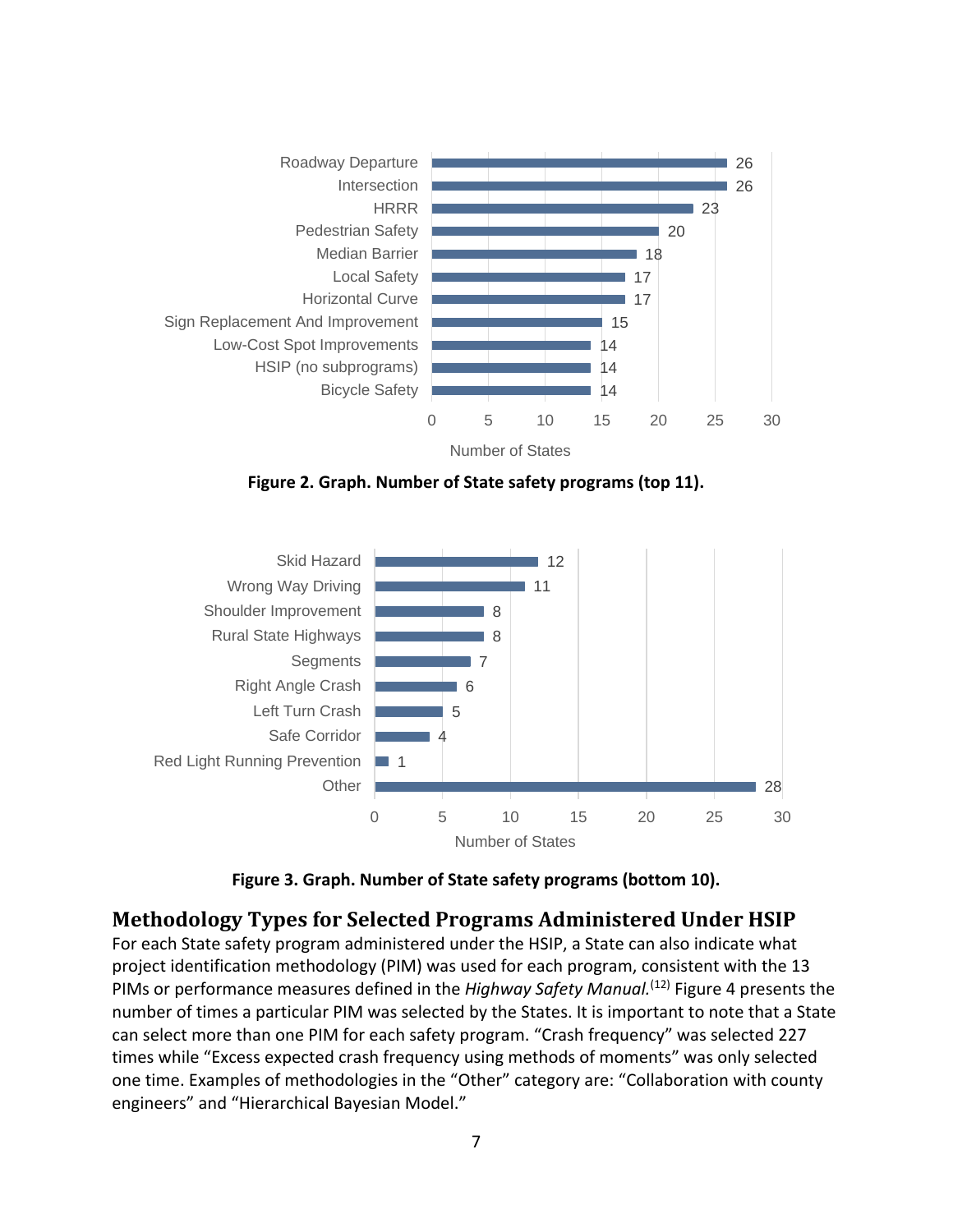| Program | Number of States |
| --- | --- |
| Roadway Departure | 26 |
| Intersection | 26 |
| HRRR | 23 |
| Pedestrian Safety | 20 |
| Median Barrier | 18 |
| Local Safety | 17 |
| Horizontal Curve | 17 |
| Sign Replacement And Improvement | 15 |
| Low-Cost Spot Improvements | 14 |
| HSIP (no subprograms) | 14 |
| Bicycle Safety | 14 |

**Figure 2. Graph. Number of State safety programs (top 11).**

| Program | Number of States |
| --- | --- |
| Skid Hazard | 12 |
| Wrong Way Driving | 11 |
| Shoulder Improvement | 8 |
| Rural State Highways | 8 |
| Segments | 7 |
| Right Angle Crash | 6 |
| Left Turn Crash | 5 |
| Safe Corridor | 4 |
| Red Light Running Prevention | 1 |
| Other | 28 |

**Figure 3. Graph. Number of State safety programs (bottom 10).**

## Methodology Types for Selected Programs Administered Under HSIP

For each State safety program administered under the HSIP, a State can also indicate what project identification methodology (PIM) was used for each program, consistent with the 13 PIMs or performance measures defined in the *Highway Safety Manual*.[12] Figure 4 presents the number of times a particular PIM was selected by the States. It is important to note that a State can select more than one PIM for each safety program. "Crash frequency" was selected 227 times while "Excess expected crash frequency using methods of moments" was only selected one time. Examples of methodologies in the "Other" category are: "Collaboration with county engineers" and "Hierarchical Bayesian Model."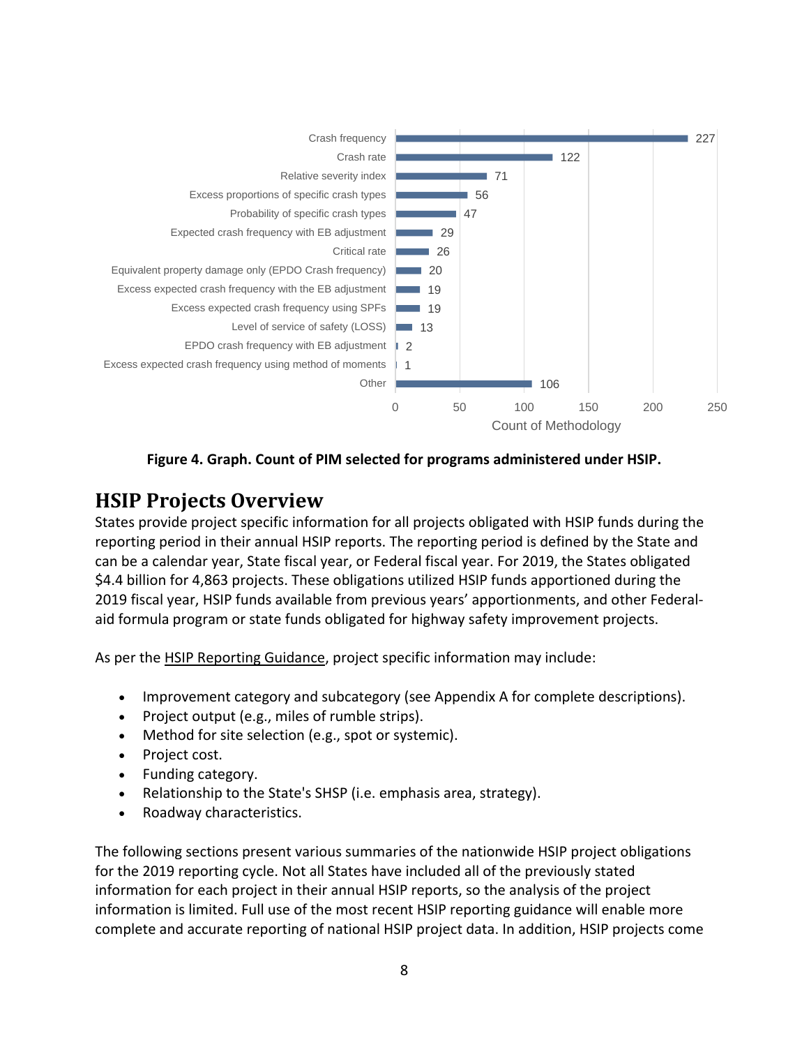| Methodology | Count of Methodology |
|---|---|
| Crash frequency | 227 |
| Crash rate | 122 |
| Relative severity index | 71 |
| Excess proportions of specific crash types | 56 |
| Probability of specific crash types | 47 |
| Expected crash frequency with EB adjustment | 29 |
| Critical rate | 26 |
| Equivalent property damage only (EPDO Crash frequency) | 20 |
| Excess expected crash frequency with the EB adjustment | 19 |
| Excess expected crash frequency using SPFs | 19 |
| Level of service of safety (LOSS) | 13 |
| EPDO crash frequency with EB adjustment | 2 |
| Excess expected crash frequency using method of moments | 1 |
| Other | 106 |

**Figure 4. Graph. Count of PIM selected for programs administered under HSIP.**

# HSIP Projects Overview

States provide project specific information for all projects obligated with HSIP funds during the reporting period in their annual HSIP reports. The reporting period is defined by the State and can be a calendar year, State fiscal year, or Federal fiscal year. For 2019, the States obligated $4.4 billion for 4,863 projects. These obligations utilized HSIP funds apportioned during the 2019 fiscal year, HSIP funds available from previous years' apportionments, and other Federal-aid formula program or state funds obligated for highway safety improvement projects.

As per the HSIP Reporting Guidance, project specific information may include:

- Improvement category and subcategory (see Appendix A for complete descriptions).
- Project output (e.g., miles of rumble strips).
- Method for site selection (e.g., spot or systemic).
- Project cost.
- Funding category.
- Relationship to the State's SHSP (i.e. emphasis area, strategy).
- Roadway characteristics.

The following sections present various summaries of the nationwide HSIP project obligations for the 2019 reporting cycle. Not all States have included all of the previously stated information for each project in their annual HSIP reports, so the analysis of the project information is limited. Full use of the most recent HSIP reporting guidance will enable more complete and accurate reporting of national HSIP project data. In addition, HSIP projects come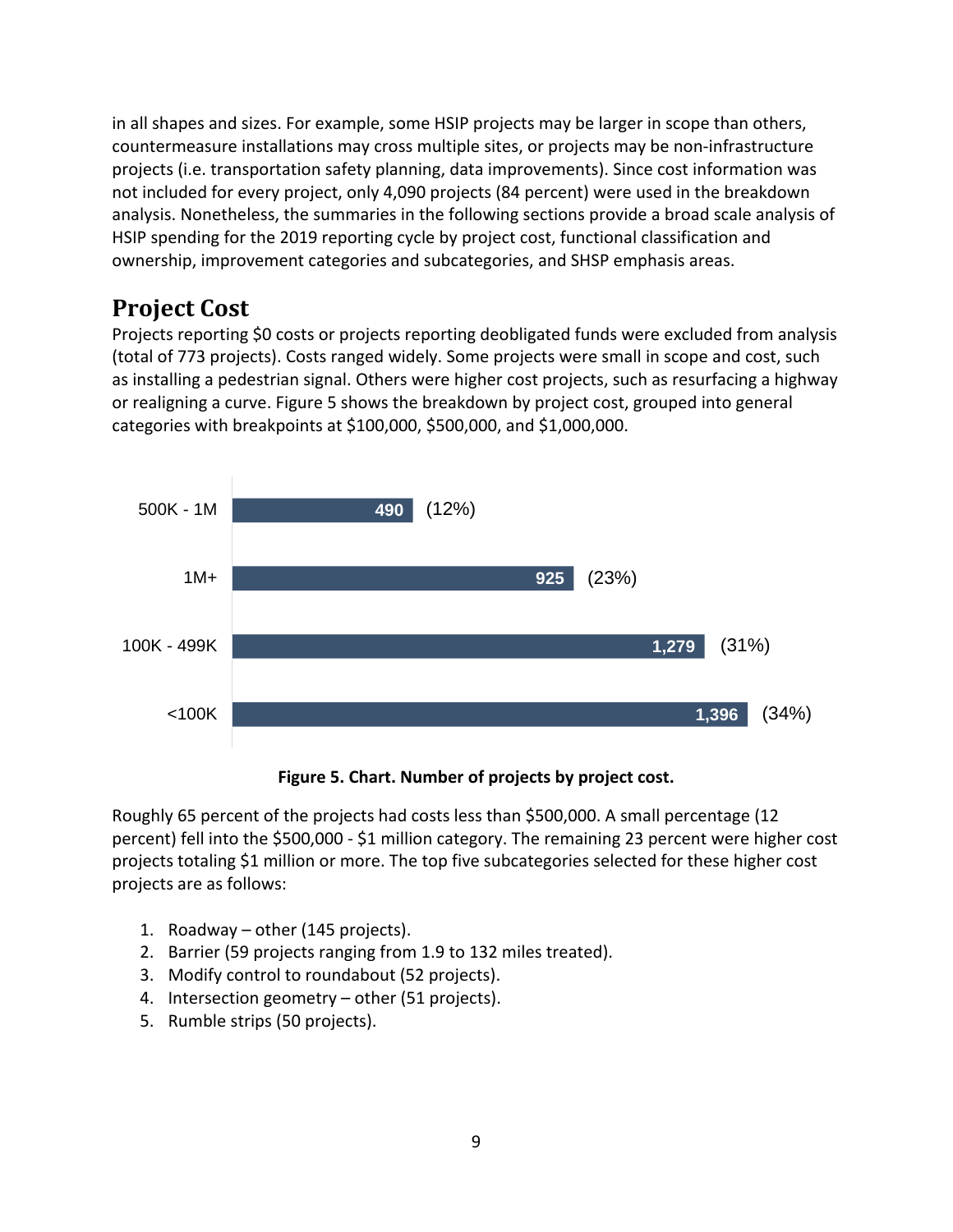in all shapes and sizes. For example, some HSIP projects may be larger in scope than others, countermeasure installations may cross multiple sites, or projects may be non-infrastructure projects (i.e. transportation safety planning, data improvements). Since cost information was not included for every project, only 4,090 projects (84 percent) were used in the breakdown analysis. Nonetheless, the summaries in the following sections provide a broad scale analysis of HSIP spending for the 2019 reporting cycle by project cost, functional classification and ownership, improvement categories and subcategories, and SHSP emphasis areas.

## Project Cost

Projects reporting $0 costs or projects reporting deobligated funds were excluded from analysis (total of 773 projects). Costs ranged widely. Some projects were small in scope and cost, such as installing a pedestrian signal. Others were higher cost projects, such as resurfacing a highway or realigning a curve. Figure 5 shows the breakdown by project cost, grouped into general categories with breakpoints at $100,000, $500,000, and $1,000,000.

| Project Cost | Number of Projects | Percent |
|---|---|---|
| 500K - 1M | 490 | (12%) |
| 1M+ | 925 | (23%) |
| 100K - 499K | 1,279 | (31%) |
| <100K | 1,396 | (34%) |

**Figure 5. Chart. Number of projects by project cost.**

Roughly 65 percent of the projects had costs less than $500,000. A small percentage (12 percent) fell into the $500,000 - $1 million category. The remaining 23 percent were higher cost projects totaling $1 million or more. The top five subcategories selected for these higher cost projects are as follows:

1. Roadway – other (145 projects).
2. Barrier (59 projects ranging from 1.9 to 132 miles treated).
3. Modify control to roundabout (52 projects).
4. Intersection geometry – other (51 projects).
5. Rumble strips (50 projects).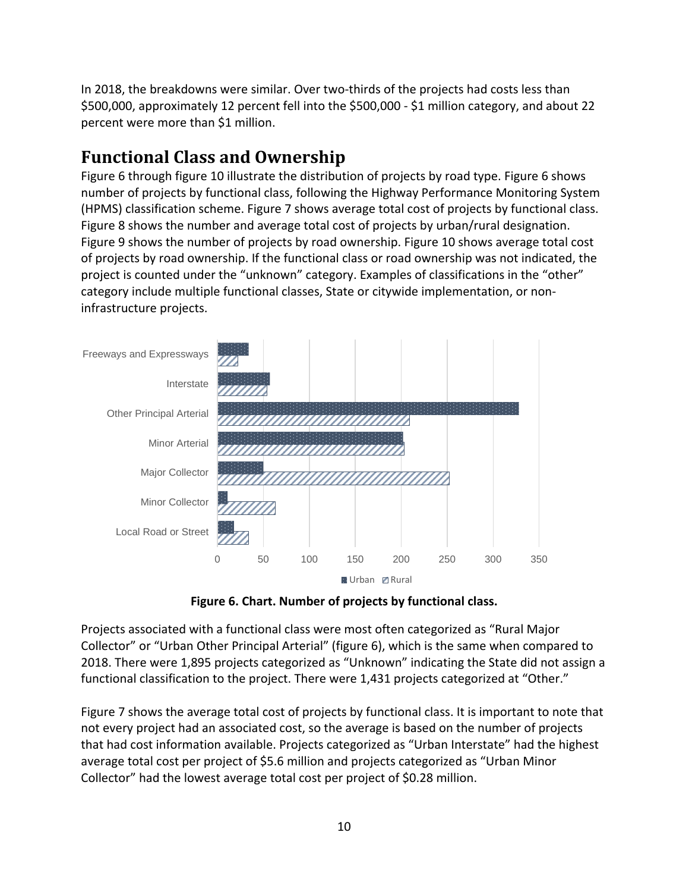In 2018, the breakdowns were similar. Over two-thirds of the projects had costs less than $500,000, approximately 12 percent fell into the $500,000 - $1 million category, and about 22 percent were more than $1 million.

## Functional Class and Ownership

Figure 6 through figure 10 illustrate the distribution of projects by road type. Figure 6 shows number of projects by functional class, following the Highway Performance Monitoring System (HPMS) classification scheme. Figure 7 shows average total cost of projects by functional class. Figure 8 shows the number and average total cost of projects by urban/rural designation. Figure 9 shows the number of projects by road ownership. Figure 10 shows average total cost of projects by road ownership. If the functional class or road ownership was not indicated, the project is counted under the "unknown" category. Examples of classifications in the "other" category include multiple functional classes, State or citywide implementation, or non-infrastructure projects.

**Figure 6. Chart. Number of projects by functional class.**

Projects associated with a functional class were most often categorized as "Rural Major Collector" or "Urban Other Principal Arterial" (figure 6), which is the same when compared to 2018. There were 1,895 projects categorized as "Unknown" indicating the State did not assign a functional classification to the project. There were 1,431 projects categorized at "Other."

Figure 7 shows the average total cost of projects by functional class. It is important to note that not every project had an associated cost, so the average is based on the number of projects that had cost information available. Projects categorized as "Urban Interstate" had the highest average total cost per project of $5.6 million and projects categorized as "Urban Minor Collector" had the lowest average total cost per project of $0.28 million.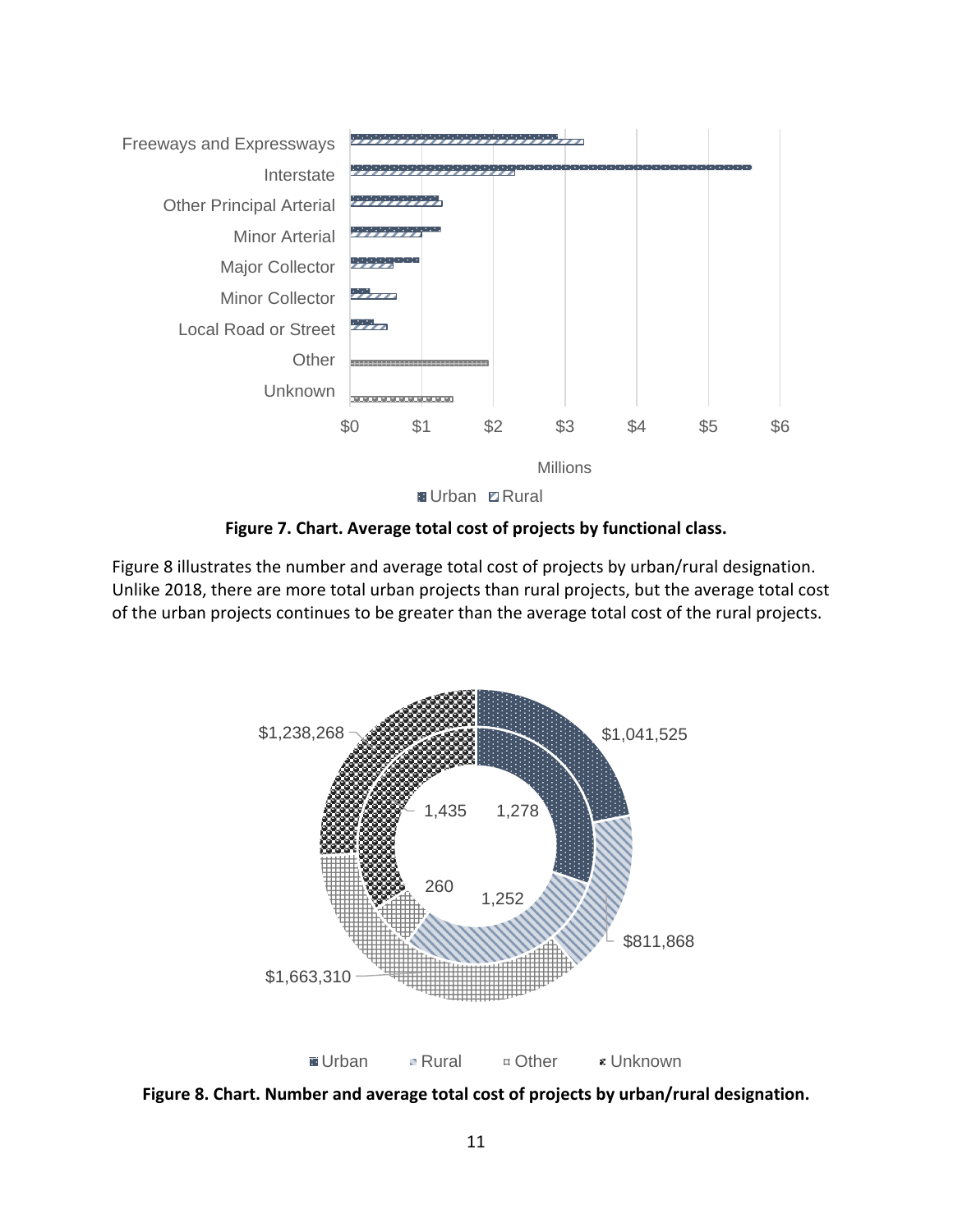Figure 7. Chart. Average total cost of projects by functional class.

Figure 8 illustrates the number and average total cost of projects by urban/rural designation. Unlike 2018, there are more total urban projects than rural projects, but the average total cost of the urban projects continues to be greater than the average total cost of the rural projects.

Figure 8. Chart. Number and average total cost of projects by urban/rural designation.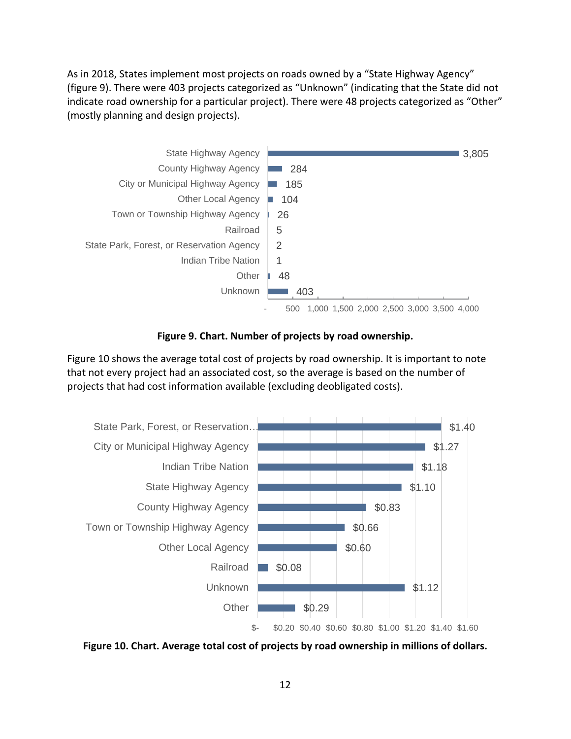As in 2018, States implement most projects on roads owned by a "State Highway Agency" (figure 9). There were 403 projects categorized as "Unknown" (indicating that the State did not indicate road ownership for a particular project). There were 48 projects categorized as "Other" (mostly planning and design projects).

| Road Ownership | Number of Projects |
|---|---|
| State Highway Agency | 3,805 |
| County Highway Agency | 284 |
| City or Municipal Highway Agency | 185 |
| Other Local Agency | 104 |
| Town or Township Highway Agency | 26 |
| Railroad | 5 |
| State Park, Forest, or Reservation Agency | 2 |
| Indian Tribe Nation | 1 |
| Other | 48 |
| Unknown | 403 |

**Figure 9. Chart. Number of projects by road ownership.**

Figure 10 shows the average total cost of projects by road ownership. It is important to note that not every project had an associated cost, so the average is based on the number of projects that had cost information available (excluding deobligated costs).

| Road Ownership | Average Total Cost (millions) |
|---|---|
| State Park, Forest, or Reservation… | $1.40 |
| City or Municipal Highway Agency | $1.27 |
| Indian Tribe Nation | $1.18 |
| State Highway Agency | $1.10 |
| County Highway Agency | $0.83 |
| Town or Township Highway Agency | $0.66 |
| Other Local Agency | $0.60 |
| Railroad | $0.08 |
| Unknown | $1.12 |
| Other | $0.29 |

**Figure 10. Chart. Average total cost of projects by road ownership in millions of dollars.**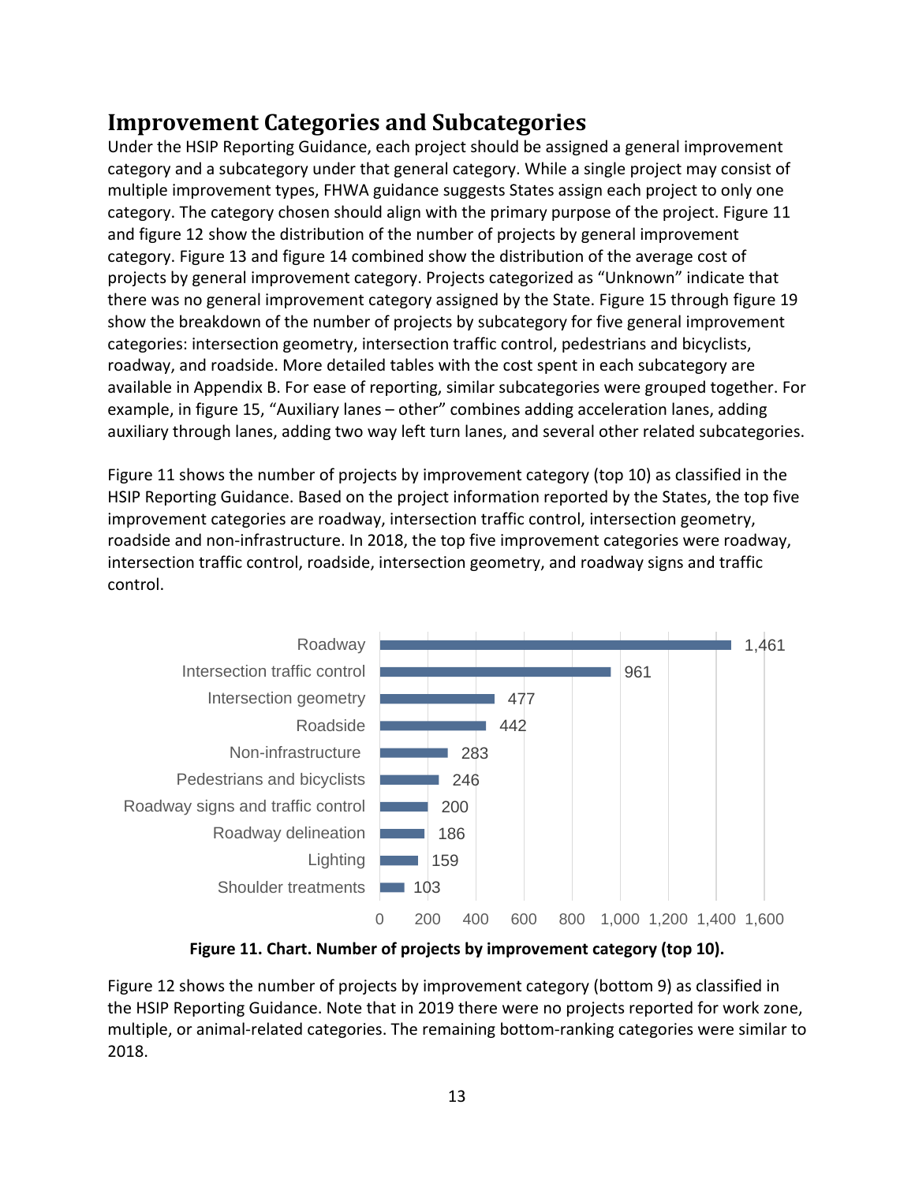## Improvement Categories and Subcategories

Under the HSIP Reporting Guidance, each project should be assigned a general improvement category and a subcategory under that general category. While a single project may consist of multiple improvement types, FHWA guidance suggests States assign each project to only one category. The category chosen should align with the primary purpose of the project. Figure 11 and figure 12 show the distribution of the number of projects by general improvement category. Figure 13 and figure 14 combined show the distribution of the average cost of projects by general improvement category. Projects categorized as “Unknown” indicate that there was no general improvement category assigned by the State. Figure 15 through figure 19 show the breakdown of the number of projects by subcategory for five general improvement categories: intersection geometry, intersection traffic control, pedestrians and bicyclists, roadway, and roadside. More detailed tables with the cost spent in each subcategory are available in Appendix B. For ease of reporting, similar subcategories were grouped together. For example, in figure 15, “Auxiliary lanes – other” combines adding acceleration lanes, adding auxiliary through lanes, adding two way left turn lanes, and several other related subcategories.

Figure 11 shows the number of projects by improvement category (top 10) as classified in the HSIP Reporting Guidance. Based on the project information reported by the States, the top five improvement categories are roadway, intersection traffic control, intersection geometry, roadside and non-infrastructure. In 2018, the top five improvement categories were roadway, intersection traffic control, roadside, intersection geometry, and roadway signs and traffic control.

| Improvement category | Number of projects |
|---|---|
| Roadway | 1,461 |
| Intersection traffic control | 961 |
| Intersection geometry | 477 |
| Roadside | 442 |
| Non-infrastructure | 283 |
| Pedestrians and bicyclists | 246 |
| Roadway signs and traffic control | 200 |
| Roadway delineation | 186 |
| Lighting | 159 |
| Shoulder treatments | 103 |

**Figure 11. Chart. Number of projects by improvement category (top 10).**

Figure 12 shows the number of projects by improvement category (bottom 9) as classified in the HSIP Reporting Guidance. Note that in 2019 there were no projects reported for work zone, multiple, or animal-related categories. The remaining bottom-ranking categories were similar to 2018.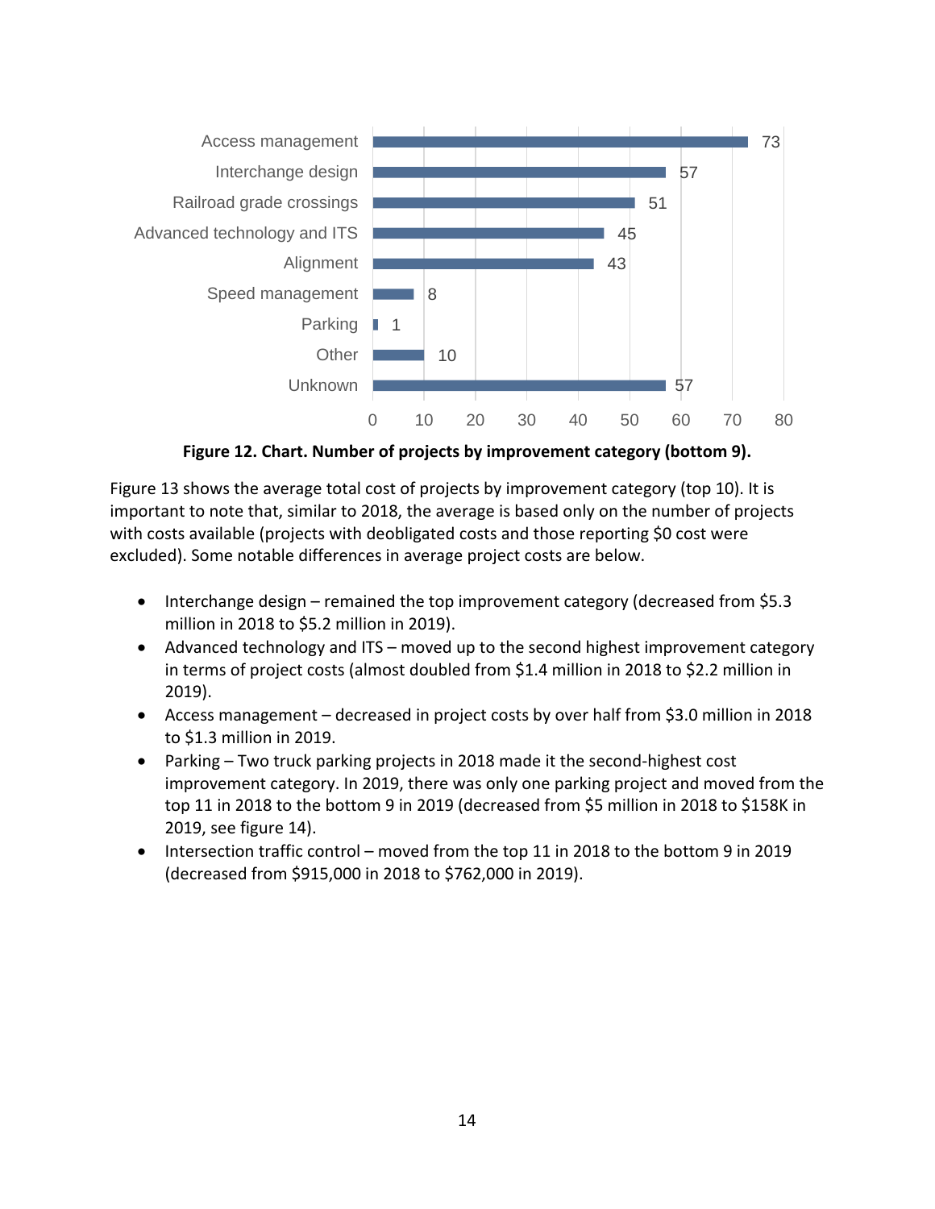| Improvement category | Number of projects |
| --- | --- |
| Access management | 73 |
| Interchange design | 57 |
| Railroad grade crossings | 51 |
| Advanced technology and ITS | 45 |
| Alignment | 43 |
| Speed management | 8 |
| Parking | 1 |
| Other | 10 |
| Unknown | 57 |

**Figure 12. Chart. Number of projects by improvement category (bottom 9).**

Figure 13 shows the average total cost of projects by improvement category (top 10). It is important to note that, similar to 2018, the average is based only on the number of projects with costs available (projects with deobligated costs and those reporting $0 cost were excluded). Some notable differences in average project costs are below.

- Interchange design – remained the top improvement category (decreased from $5.3 million in 2018 to $5.2 million in 2019).
- Advanced technology and ITS – moved up to the second highest improvement category in terms of project costs (almost doubled from $1.4 million in 2018 to $2.2 million in 2019).
- Access management – decreased in project costs by over half from $3.0 million in 2018 to $1.3 million in 2019.
- Parking – Two truck parking projects in 2018 made it the second-highest cost improvement category. In 2019, there was only one parking project and moved from the top 11 in 2018 to the bottom 9 in 2019 (decreased from $5 million in 2018 to $158K in 2019, see figure 14).
- Intersection traffic control – moved from the top 11 in 2018 to the bottom 9 in 2019 (decreased from $915,000 in 2018 to $762,000 in 2019).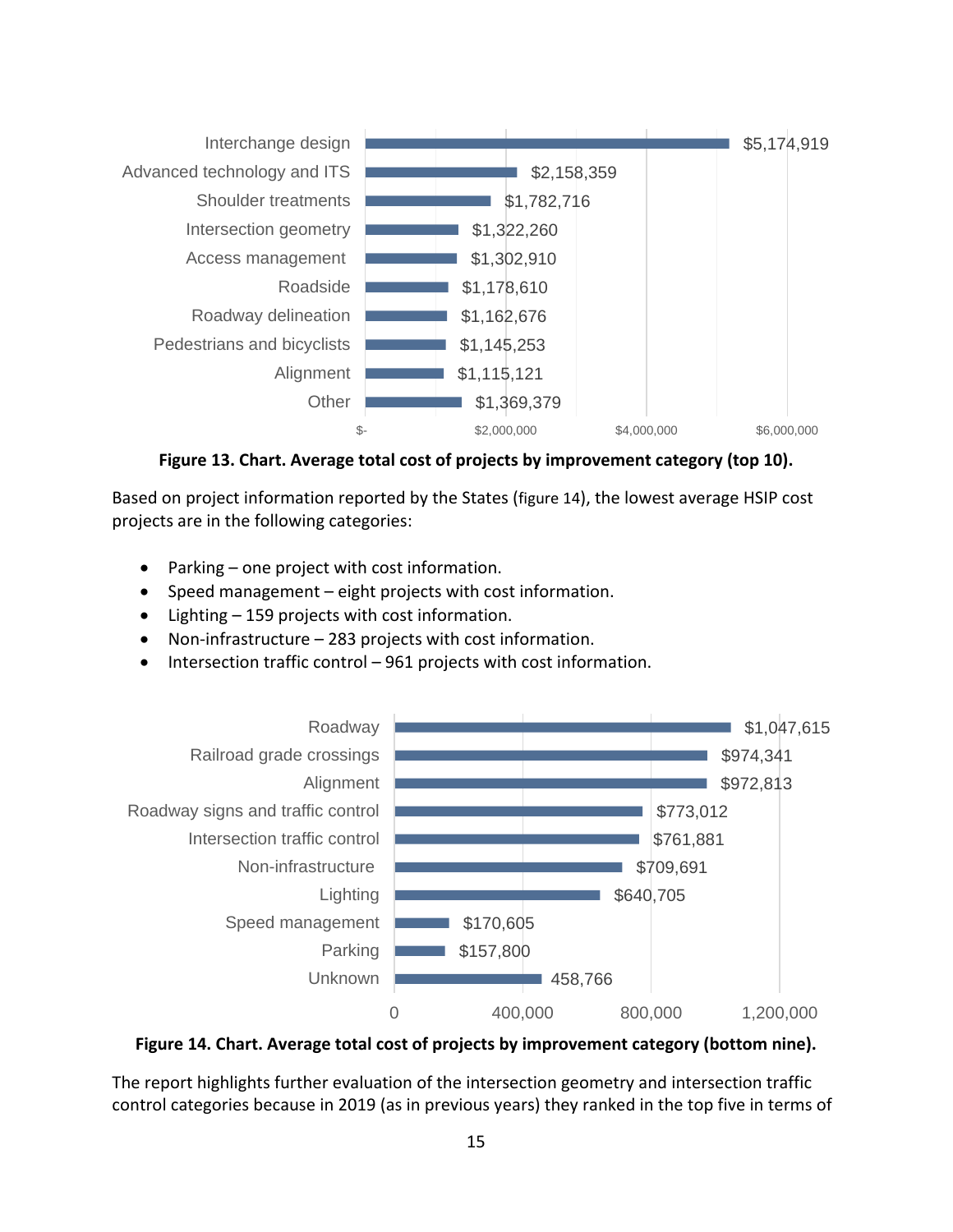| Improvement category | Average total cost |
| --- | --- |
| Interchange design | $5,174,919 |
| Advanced technology and ITS | $2,158,359 |
| Shoulder treatments | $1,782,716 |
| Intersection geometry | $1,322,260 |
| Access management | $1,302,910 |
| Roadside | $1,178,610 |
| Roadway delineation | $1,162,676 |
| Pedestrians and bicyclists | $1,145,253 |
| Alignment | $1,115,121 |
| Other | $1,369,379 |

**Figure 13. Chart. Average total cost of projects by improvement category (top 10).**

Based on project information reported by the States (figure 14), the lowest average HSIP cost projects are in the following categories:

- Parking – one project with cost information.
- Speed management – eight projects with cost information.
- Lighting – 159 projects with cost information.
- Non-infrastructure – 283 projects with cost information.
- Intersection traffic control – 961 projects with cost information.

| Improvement category | Average total cost |
| --- | --- |
| Roadway | $1,047,615 |
| Railroad grade crossings | $974,341 |
| Alignment | $972,813 |
| Roadway signs and traffic control | $773,012 |
| Intersection traffic control | $761,881 |
| Non-infrastructure | $709,691 |
| Lighting | $640,705 |
| Speed management | $170,605 |
| Parking | $157,800 |
| Unknown | 458,766 |

**Figure 14. Chart. Average total cost of projects by improvement category (bottom nine).**

The report highlights further evaluation of the intersection geometry and intersection traffic control categories because in 2019 (as in previous years) they ranked in the top five in terms of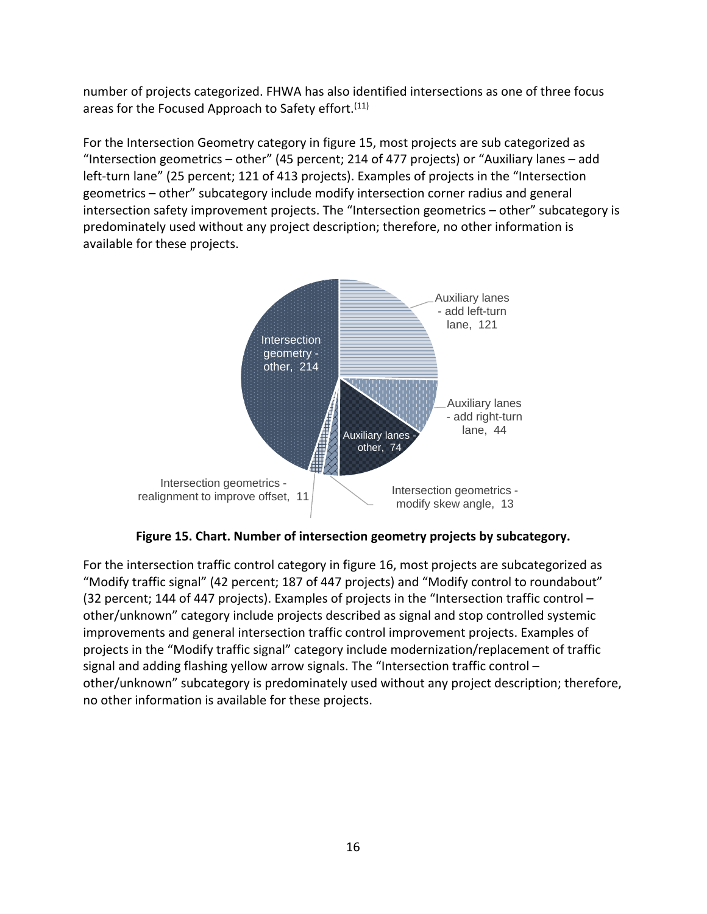number of projects categorized. FHWA has also identified intersections as one of three focus areas for the Focused Approach to Safety effort.[11]

For the Intersection Geometry category in figure 15, most projects are sub categorized as "Intersection geometrics – other" (45 percent; 214 of 477 projects) or "Auxiliary lanes – add left-turn lane" (25 percent; 121 of 413 projects). Examples of projects in the "Intersection geometrics – other" subcategory include modify intersection corner radius and general intersection safety improvement projects. The "Intersection geometrics – other" subcategory is predominately used without any project description; therefore, no other information is available for these projects.

**Figure 15. Chart. Number of intersection geometry projects by subcategory.**

For the intersection traffic control category in figure 16, most projects are subcategorized as "Modify traffic signal" (42 percent; 187 of 447 projects) and "Modify control to roundabout" (32 percent; 144 of 447 projects). Examples of projects in the "Intersection traffic control – other/unknown" category include projects described as signal and stop controlled systemic improvements and general intersection traffic control improvement projects. Examples of projects in the "Modify traffic signal" category include modernization/replacement of traffic signal and adding flashing yellow arrow signals. The "Intersection traffic control – other/unknown" subcategory is predominately used without any project description; therefore, no other information is available for these projects.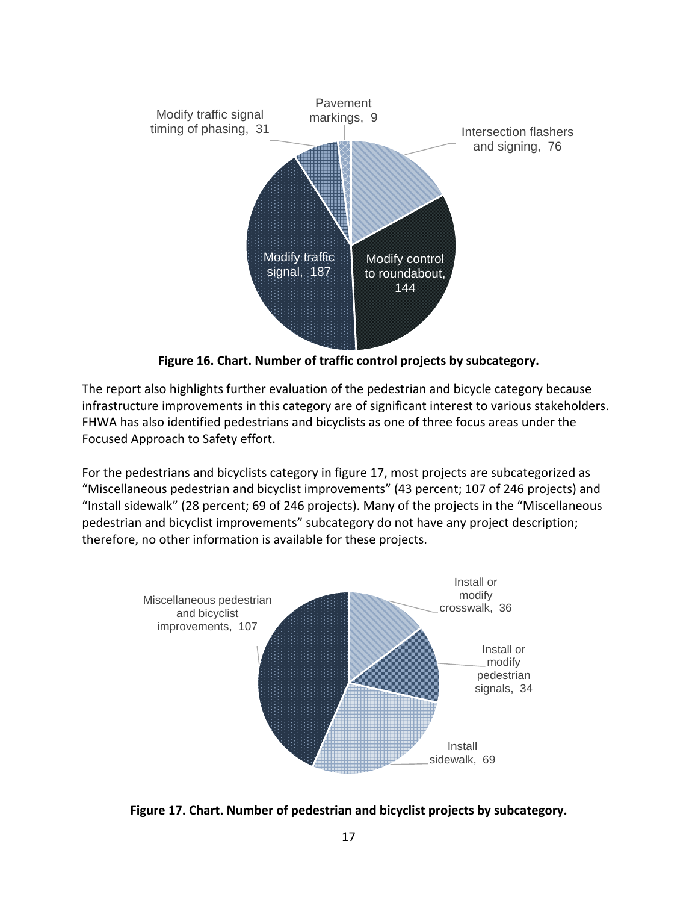Figure 16. Chart. Number of traffic control projects by subcategory.

The report also highlights further evaluation of the pedestrian and bicycle category because infrastructure improvements in this category are of significant interest to various stakeholders. FHWA has also identified pedestrians and bicyclists as one of three focus areas under the Focused Approach to Safety effort.

For the pedestrians and bicyclists category in figure 17, most projects are subcategorized as "Miscellaneous pedestrian and bicyclist improvements" (43 percent; 107 of 246 projects) and "Install sidewalk" (28 percent; 69 of 246 projects). Many of the projects in the "Miscellaneous pedestrian and bicyclist improvements" subcategory do not have any project description; therefore, no other information is available for these projects.

Figure 17. Chart. Number of pedestrian and bicyclist projects by subcategory.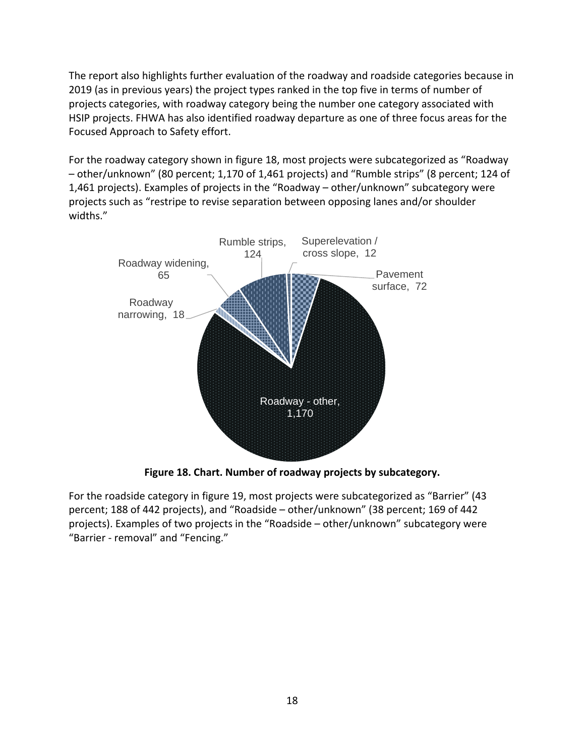The report also highlights further evaluation of the roadway and roadside categories because in 2019 (as in previous years) the project types ranked in the top five in terms of number of projects categories, with roadway category being the number one category associated with HSIP projects. FHWA has also identified roadway departure as one of three focus areas for the Focused Approach to Safety effort.

For the roadway category shown in figure 18, most projects were subcategorized as "Roadway – other/unknown" (80 percent; 1,170 of 1,461 projects) and "Rumble strips" (8 percent; 124 of 1,461 projects). Examples of projects in the "Roadway – other/unknown" subcategory were projects such as "restripe to revise separation between opposing lanes and/or shoulder widths."

Rumble strips, 124

Superelevation / cross slope, 12

Pavement surface, 72

Roadway widening, 65

Roadway narrowing, 18

Roadway - other, 1,170

**Figure 18. Chart. Number of roadway projects by subcategory.**

For the roadside category in figure 19, most projects were subcategorized as "Barrier" (43 percent; 188 of 442 projects), and "Roadside – other/unknown" (38 percent; 169 of 442 projects). Examples of two projects in the "Roadside – other/unknown" subcategory were "Barrier - removal" and "Fencing."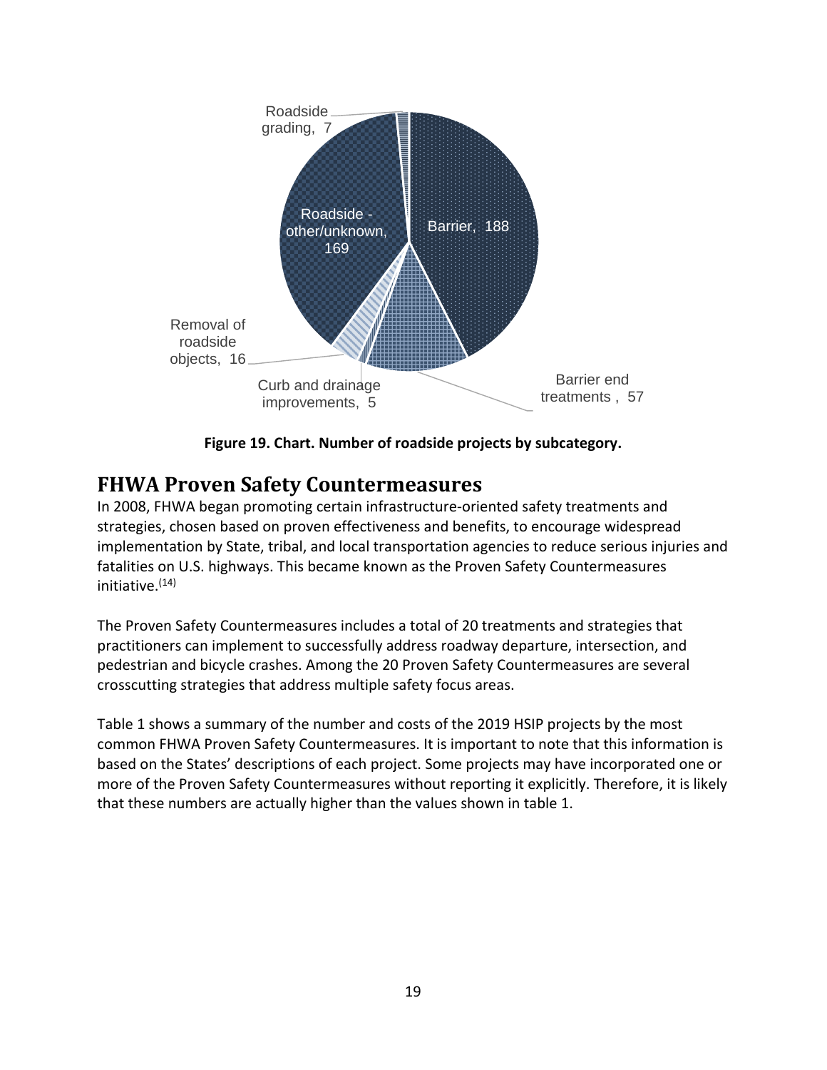Roadside grading, 7

Roadside - other/unknown, 169

Barrier, 188

Removal of roadside objects, 16

Curb and drainage improvements, 5

Barrier end treatments , 57

**Figure 19. Chart. Number of roadside projects by subcategory.**

## FHWA Proven Safety Countermeasures

In 2008, FHWA began promoting certain infrastructure-oriented safety treatments and strategies, chosen based on proven effectiveness and benefits, to encourage widespread implementation by State, tribal, and local transportation agencies to reduce serious injuries and fatalities on U.S. highways. This became known as the Proven Safety Countermeasures initiative.(14)

The Proven Safety Countermeasures includes a total of 20 treatments and strategies that practitioners can implement to successfully address roadway departure, intersection, and pedestrian and bicycle crashes. Among the 20 Proven Safety Countermeasures are several crosscutting strategies that address multiple safety focus areas.

Table 1 shows a summary of the number and costs of the 2019 HSIP projects by the most common FHWA Proven Safety Countermeasures. It is important to note that this information is based on the States' descriptions of each project. Some projects may have incorporated one or more of the Proven Safety Countermeasures without reporting it explicitly. Therefore, it is likely that these numbers are actually higher than the values shown in table 1.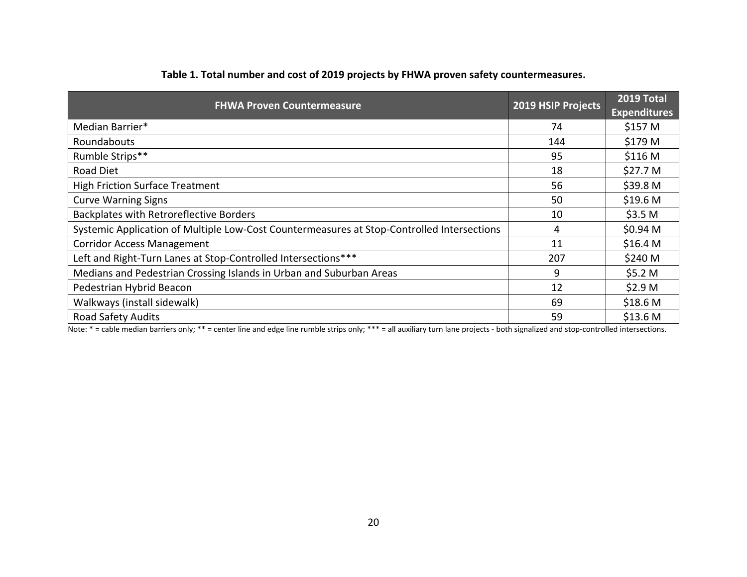**Table 1. Total number and cost of 2019 projects by FHWA proven safety countermeasures.**

| FHWA Proven Countermeasure | 2019 HSIP Projects | 2019 Total Expenditures |
|---|---|---|
| Median Barrier* | 74 | $157 M |
| Roundabouts | 144 | $179 M |
| Rumble Strips** | 95 | $116 M |
| Road Diet | 18 | $27.7 M |
| High Friction Surface Treatment | 56 | $39.8 M |
| Curve Warning Signs | 50 | $19.6 M |
| Backplates with Retroreflective Borders | 10 | $3.5 M |
| Systemic Application of Multiple Low-Cost Countermeasures at Stop-Controlled Intersections | 4 | $0.94 M |
| Corridor Access Management | 11 | $16.4 M |
| Left and Right-Turn Lanes at Stop-Controlled Intersections*** | 207 | $240 M |
| Medians and Pedestrian Crossing Islands in Urban and Suburban Areas | 9 | $5.2 M |
| Pedestrian Hybrid Beacon | 12 | $2.9 M |
| Walkways (install sidewalk) | 69 | $18.6 M |
| Road Safety Audits | 59 | $13.6 M |

Note: * = cable median barriers only; ** = center line and edge line rumble strips only; *** = all auxiliary turn lane projects - both signalized and stop-controlled intersections.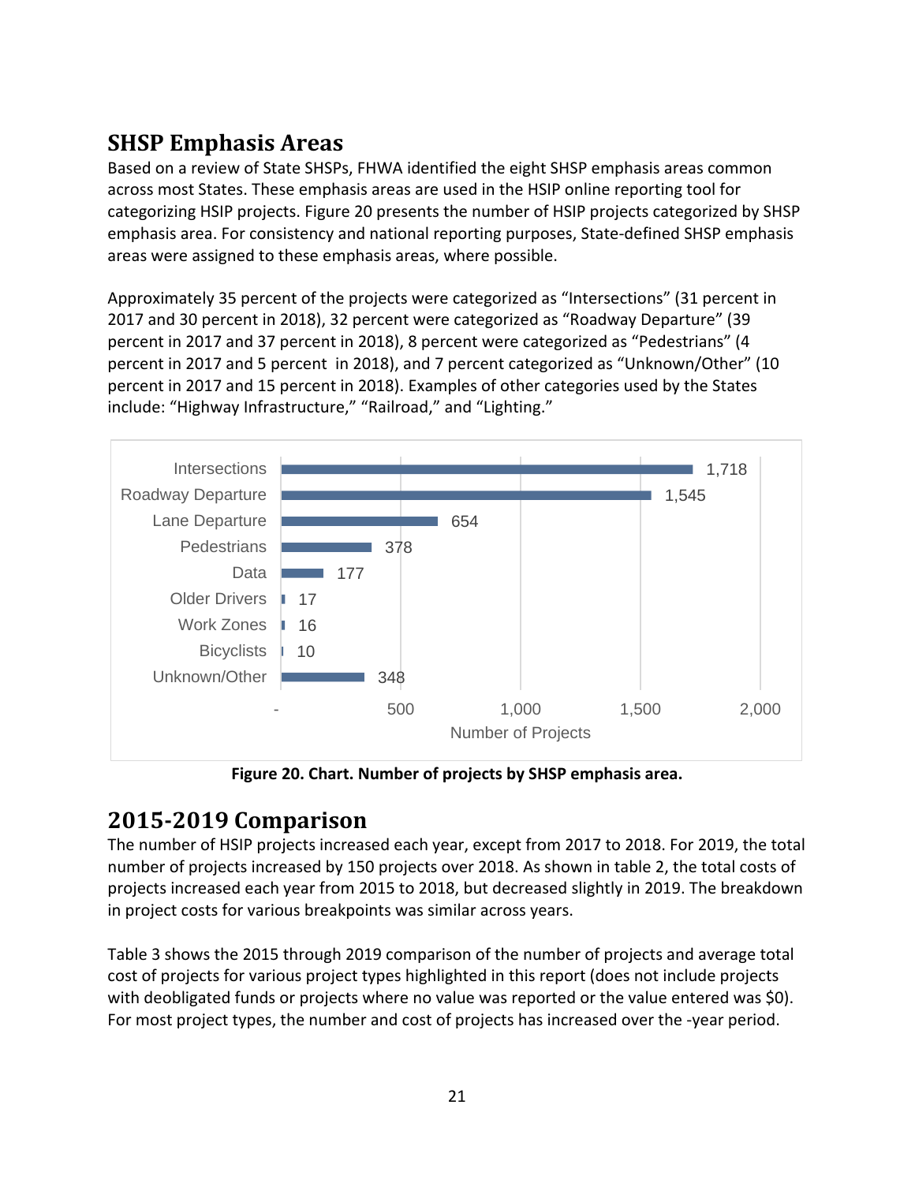## SHSP Emphasis Areas

Based on a review of State SHSPs, FHWA identified the eight SHSP emphasis areas common across most States. These emphasis areas are used in the HSIP online reporting tool for categorizing HSIP projects. Figure 20 presents the number of HSIP projects categorized by SHSP emphasis area. For consistency and national reporting purposes, State-defined SHSP emphasis areas were assigned to these emphasis areas, where possible.

Approximately 35 percent of the projects were categorized as "Intersections" (31 percent in 2017 and 30 percent in 2018), 32 percent were categorized as "Roadway Departure" (39 percent in 2017 and 37 percent in 2018), 8 percent were categorized as "Pedestrians" (4 percent in 2017 and 5 percent in 2018), and 7 percent categorized as "Unknown/Other" (10 percent in 2017 and 15 percent in 2018). Examples of other categories used by the States include: "Highway Infrastructure," "Railroad," and "Lighting."

| SHSP Emphasis Area | Number of Projects |
|---|---|
| Intersections | 1,718 |
| Roadway Departure | 1,545 |
| Lane Departure | 654 |
| Pedestrians | 378 |
| Data | 177 |
| Older Drivers | 17 |
| Work Zones | 16 |
| Bicyclists | 10 |
| Unknown/Other | 348 |

**Figure 20. Chart. Number of projects by SHSP emphasis area.**

## 2015-2019 Comparison

The number of HSIP projects increased each year, except from 2017 to 2018. For 2019, the total number of projects increased by 150 projects over 2018. As shown in table 2, the total costs of projects increased each year from 2015 to 2018, but decreased slightly in 2019. The breakdown in project costs for various breakpoints was similar across years.

Table 3 shows the 2015 through 2019 comparison of the number of projects and average total cost of projects for various project types highlighted in this report (does not include projects with deobligated funds or projects where no value was reported or the value entered was $0). For most project types, the number and cost of projects has increased over the -year period.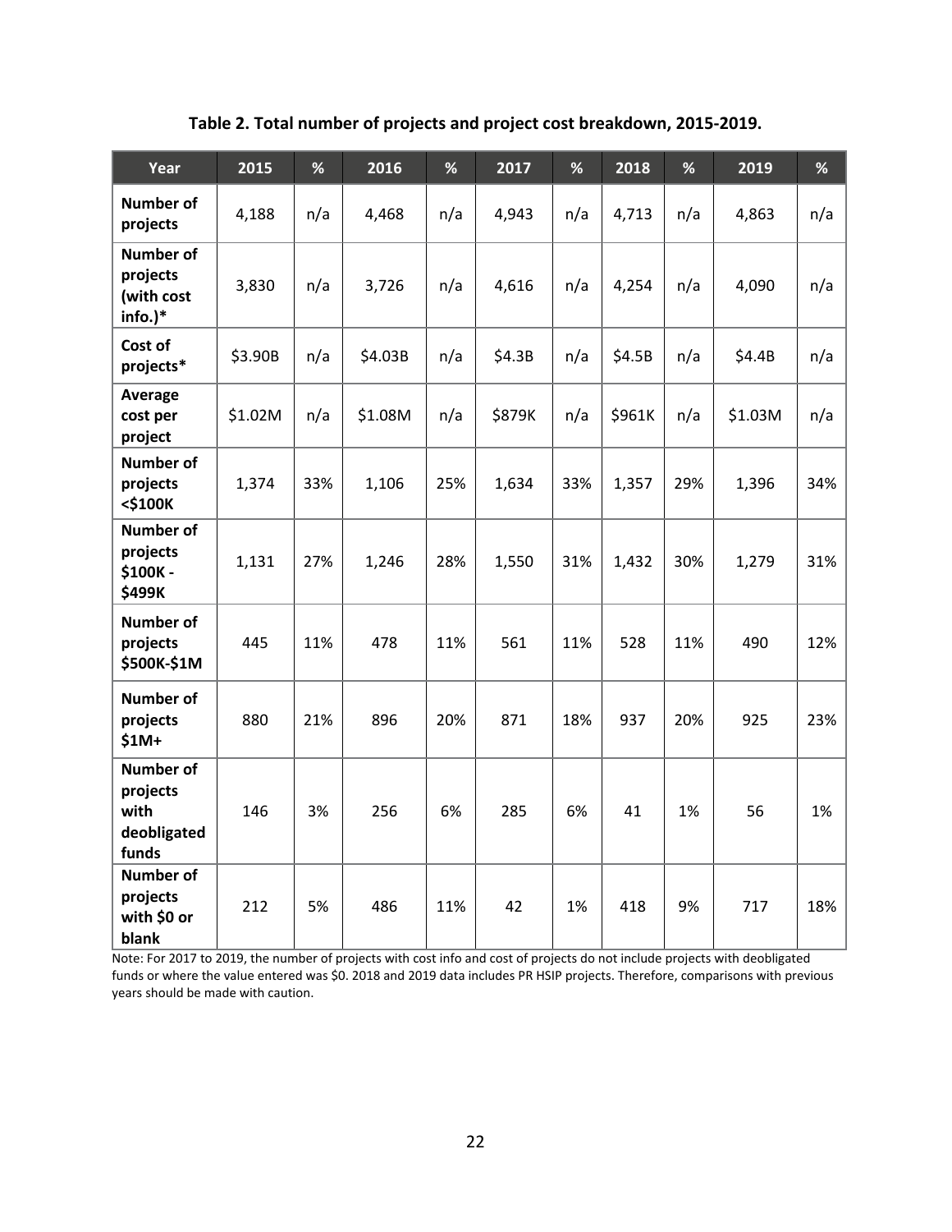**Table 2. Total number of projects and project cost breakdown, 2015-2019.**

| Year | 2015 | % | 2016 | % | 2017 | % | 2018 | % | 2019 | % |
|---|---|---|---|---|---|---|---|---|---|---|
| Number of projects | 4,188 | n/a | 4,468 | n/a | 4,943 | n/a | 4,713 | n/a | 4,863 | n/a |
| Number of projects (with cost info.)* | 3,830 | n/a | 3,726 | n/a | 4,616 | n/a | 4,254 | n/a | 4,090 | n/a |
| Cost of projects* | $3.90B | n/a | $4.03B | n/a | $4.3B | n/a | $4.5B | n/a | $4.4B | n/a |
| Average cost per project | $1.02M | n/a | $1.08M | n/a | $879K | n/a | $961K | n/a | $1.03M | n/a |
| Number of projects <$100K | 1,374 | 33% | 1,106 | 25% | 1,634 | 33% | 1,357 | 29% | 1,396 | 34% |
| Number of projects $100K - $499K | 1,131 | 27% | 1,246 | 28% | 1,550 | 31% | 1,432 | 30% | 1,279 | 31% |
| Number of projects $500K-$1M | 445 | 11% | 478 | 11% | 561 | 11% | 528 | 11% | 490 | 12% |
| Number of projects $1M+ | 880 | 21% | 896 | 20% | 871 | 18% | 937 | 20% | 925 | 23% |
| Number of projects with deobligated funds | 146 | 3% | 256 | 6% | 285 | 6% | 41 | 1% | 56 | 1% |
| Number of projects with $0 or blank | 212 | 5% | 486 | 11% | 42 | 1% | 418 | 9% | 717 | 18% |

Note: For 2017 to 2019, the number of projects with cost info and cost of projects do not include projects with deobligated funds or where the value entered was $0. 2018 and 2019 data includes PR HSIP projects. Therefore, comparisons with previous years should be made with caution.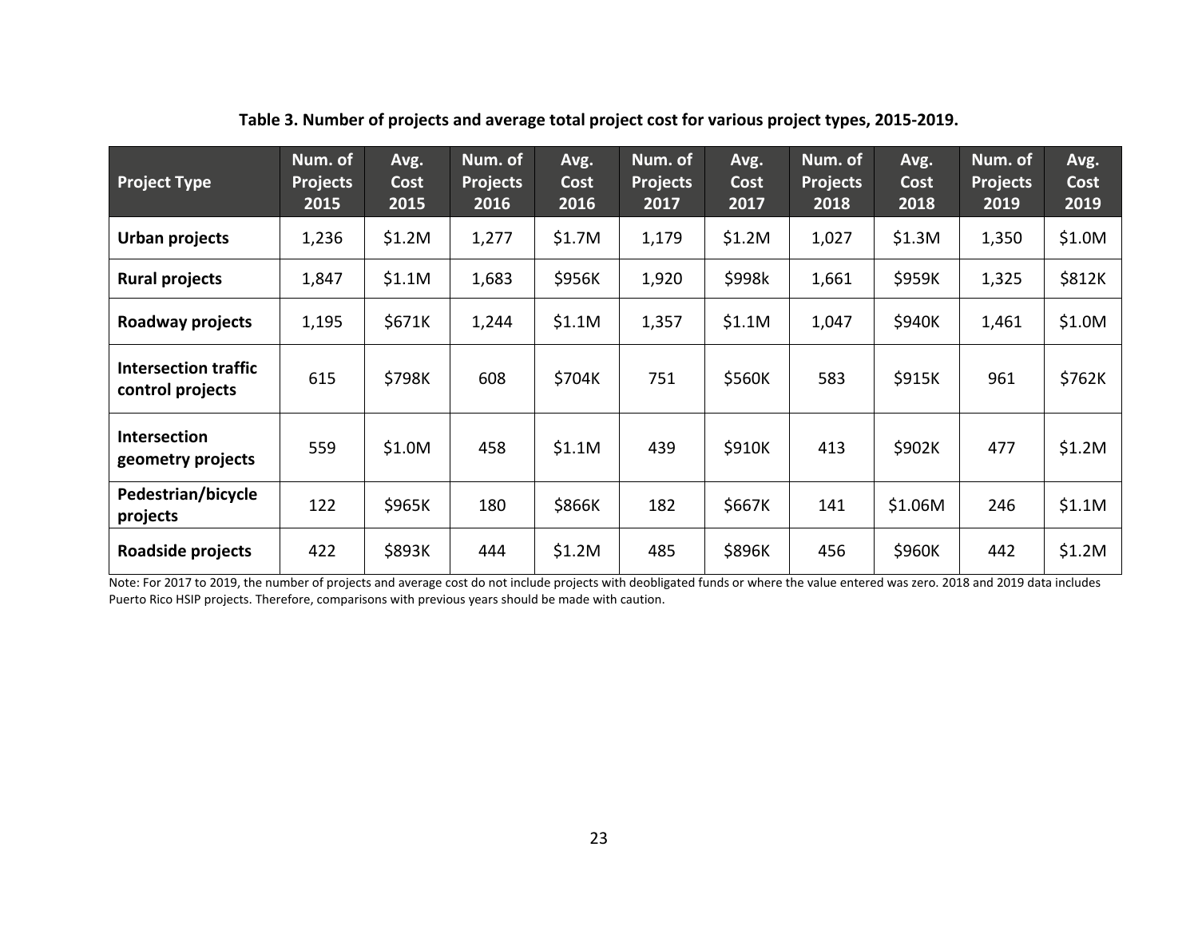**Table 3. Number of projects and average total project cost for various project types, 2015-2019.**

| Project Type | Num. of Projects 2015 | Avg. Cost 2015 | Num. of Projects 2016 | Avg. Cost 2016 | Num. of Projects 2017 | Avg. Cost 2017 | Num. of Projects 2018 | Avg. Cost 2018 | Num. of Projects 2019 | Avg. Cost 2019 |
|---|---|---|---|---|---|---|---|---|---|---|
| **Urban projects** | 1,236 | $1.2M | 1,277 | $1.7M | 1,179 | $1.2M | 1,027 | $1.3M | 1,350 | $1.0M |
| **Rural projects** | 1,847 | $1.1M | 1,683 | $956K | 1,920 | $998k | 1,661 | $959K | 1,325 | $812K |
| **Roadway projects** | 1,195 | $671K | 1,244 | $1.1M | 1,357 | $1.1M | 1,047 | $940K | 1,461 | $1.0M |
| **Intersection traffic control projects** | 615 | $798K | 608 | $704K | 751 | $560K | 583 | $915K | 961 | $762K |
| **Intersection geometry projects** | 559 | $1.0M | 458 | $1.1M | 439 | $910K | 413 | $902K | 477 | $1.2M |
| **Pedestrian/bicycle projects** | 122 | $965K | 180 | $866K | 182 | $667K | 141 | $1.06M | 246 | $1.1M |
| **Roadside projects** | 422 | $893K | 444 | $1.2M | 485 | $896K | 456 | $960K | 442 | $1.2M |

Note: For 2017 to 2019, the number of projects and average cost do not include projects with deobligated funds or where the value entered was zero. 2018 and 2019 data includes Puerto Rico HSIP projects. Therefore, comparisons with previous years should be made with caution.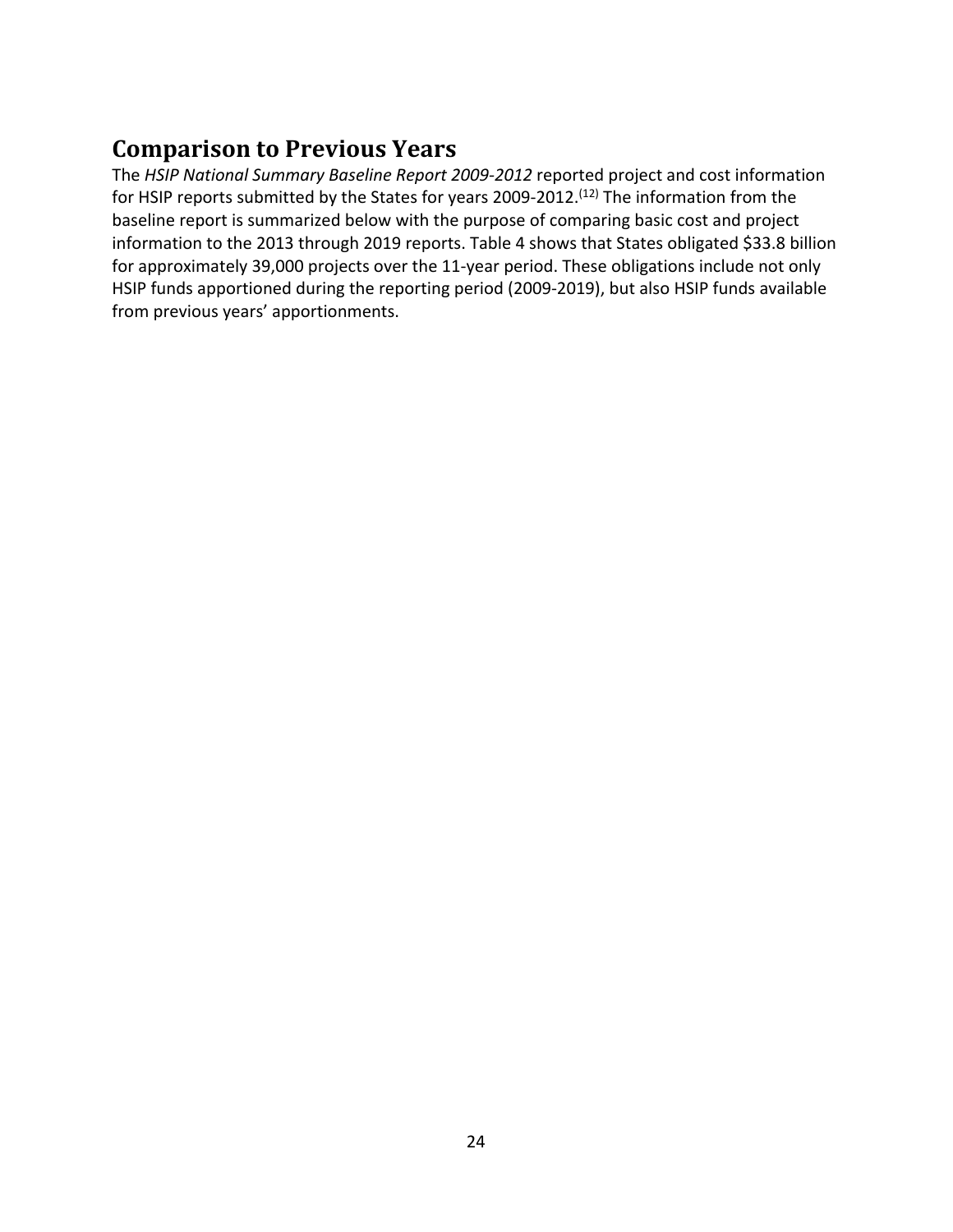## Comparison to Previous Years

The *HSIP National Summary Baseline Report 2009-2012* reported project and cost information for HSIP reports submitted by the States for years 2009-2012.[12] The information from the baseline report is summarized below with the purpose of comparing basic cost and project information to the 2013 through 2019 reports. Table 4 shows that States obligated $33.8 billion for approximately 39,000 projects over the 11-year period. These obligations include not only HSIP funds apportioned during the reporting period (2009-2019), but also HSIP funds available from previous years' apportionments.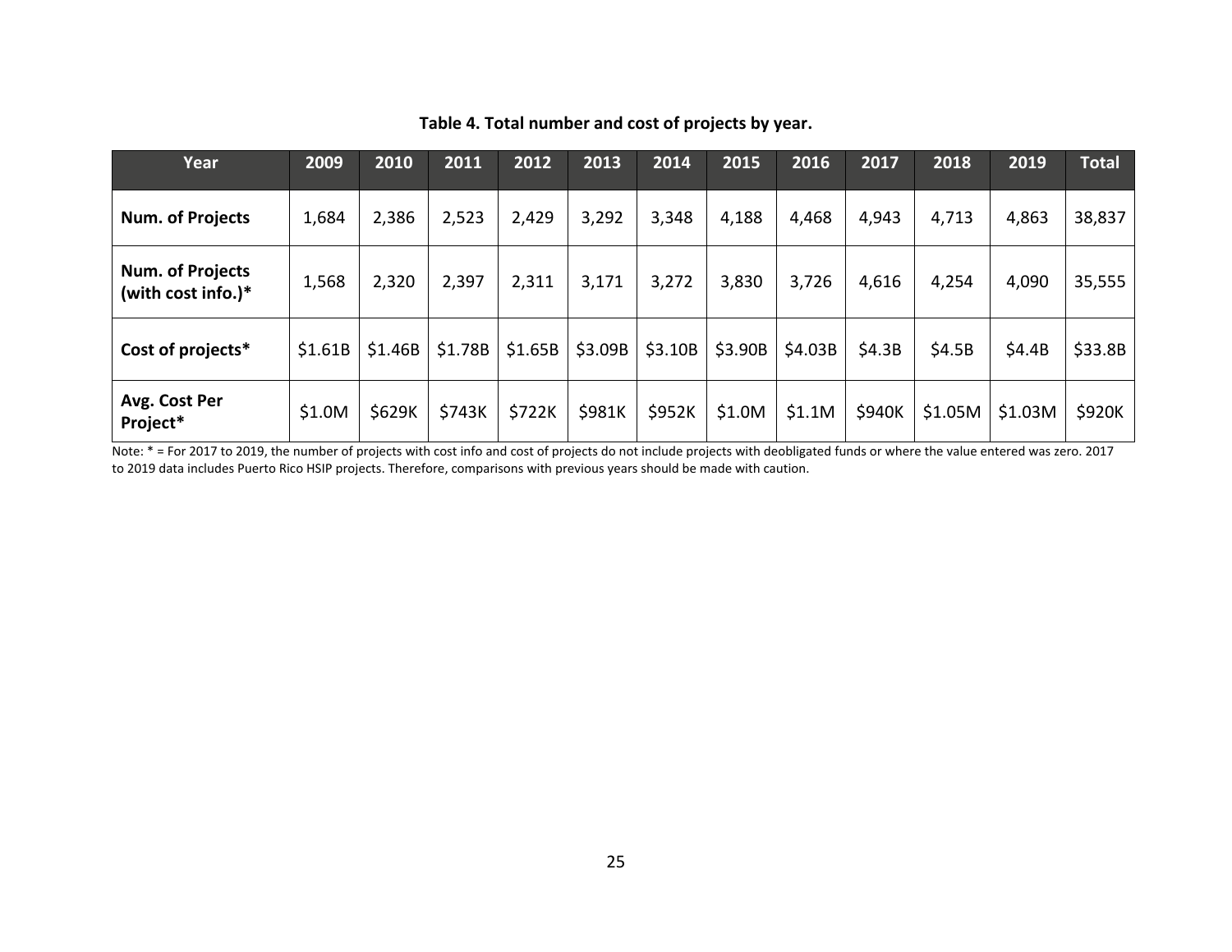**Table 4. Total number and cost of projects by year.**

| Year | 2009 | 2010 | 2011 | 2012 | 2013 | 2014 | 2015 | 2016 | 2017 | 2018 | 2019 | Total |
|---|---|---|---|---|---|---|---|---|---|---|---|---|
| **Num. of Projects** | 1,684 | 2,386 | 2,523 | 2,429 | 3,292 | 3,348 | 4,188 | 4,468 | 4,943 | 4,713 | 4,863 | 38,837 |
| **Num. of Projects (with cost info.)*** | 1,568 | 2,320 | 2,397 | 2,311 | 3,171 | 3,272 | 3,830 | 3,726 | 4,616 | 4,254 | 4,090 | 35,555 |
| **Cost of projects*** | $1.61B | $1.46B | $1.78B | $1.65B | $3.09B | $3.10B | $3.90B | $4.03B | $4.3B | $4.5B | $4.4B | $33.8B |
| **Avg. Cost Per Project*** | $1.0M | $629K | $743K | $722K | $981K | $952K | $1.0M | $1.1M | $940K | $1.05M | $1.03M | $920K |

Note: * = For 2017 to 2019, the number of projects with cost info and cost of projects do not include projects with deobligated funds or where the value entered was zero. 2017 to 2019 data includes Puerto Rico HSIP projects. Therefore, comparisons with previous years should be made with caution.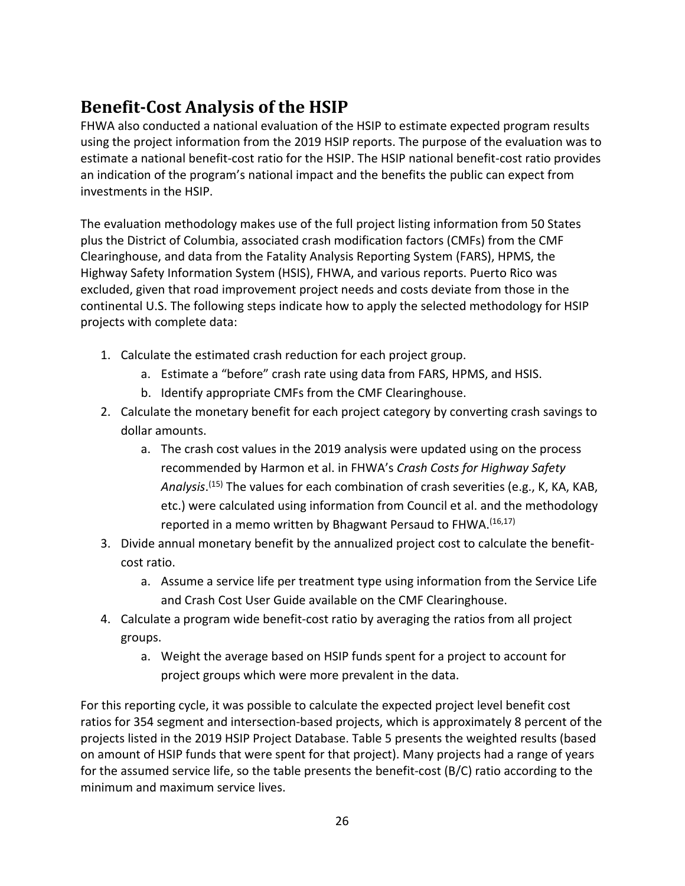## Benefit-Cost Analysis of the HSIP

FHWA also conducted a national evaluation of the HSIP to estimate expected program results using the project information from the 2019 HSIP reports. The purpose of the evaluation was to estimate a national benefit-cost ratio for the HSIP. The HSIP national benefit-cost ratio provides an indication of the program's national impact and the benefits the public can expect from investments in the HSIP.

The evaluation methodology makes use of the full project listing information from 50 States plus the District of Columbia, associated crash modification factors (CMFs) from the CMF Clearinghouse, and data from the Fatality Analysis Reporting System (FARS), HPMS, the Highway Safety Information System (HSIS), FHWA, and various reports. Puerto Rico was excluded, given that road improvement project needs and costs deviate from those in the continental U.S. The following steps indicate how to apply the selected methodology for HSIP projects with complete data:

1. Calculate the estimated crash reduction for each project group.
    a. Estimate a "before" crash rate using data from FARS, HPMS, and HSIS.
    b. Identify appropriate CMFs from the CMF Clearinghouse.
2. Calculate the monetary benefit for each project category by converting crash savings to dollar amounts.
    a. The crash cost values in the 2019 analysis were updated using on the process recommended by Harmon et al. in FHWA's *Crash Costs for Highway Safety Analysis*.[15] The values for each combination of crash severities (e.g., K, KA, KAB, etc.) were calculated using information from Council et al. and the methodology reported in a memo written by Bhagwant Persaud to FHWA.[16,17]
3. Divide annual monetary benefit by the annualized project cost to calculate the benefit-cost ratio.
    a. Assume a service life per treatment type using information from the Service Life and Crash Cost User Guide available on the CMF Clearinghouse.
4. Calculate a program wide benefit-cost ratio by averaging the ratios from all project groups.
    a. Weight the average based on HSIP funds spent for a project to account for project groups which were more prevalent in the data.

For this reporting cycle, it was possible to calculate the expected project level benefit cost ratios for 354 segment and intersection-based projects, which is approximately 8 percent of the projects listed in the 2019 HSIP Project Database. Table 5 presents the weighted results (based on amount of HSIP funds that were spent for that project). Many projects had a range of years for the assumed service life, so the table presents the benefit-cost (B/C) ratio according to the minimum and maximum service lives.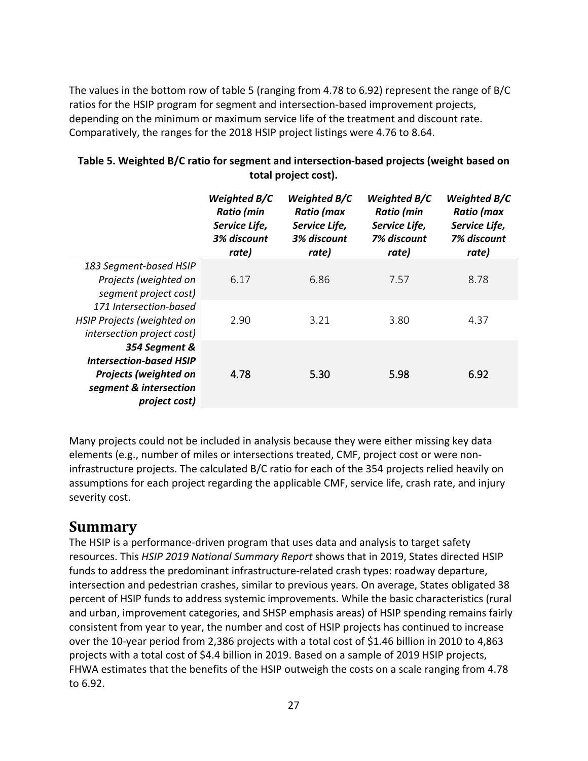The values in the bottom row of table 5 (ranging from 4.78 to 6.92) represent the range of B/C ratios for the HSIP program for segment and intersection-based improvement projects, depending on the minimum or maximum service life of the treatment and discount rate. Comparatively, the ranges for the 2018 HSIP project listings were 4.76 to 8.64.

**Table 5. Weighted B/C ratio for segment and intersection-based projects (weight based on total project cost).**

| | ***Weighted B/C Ratio (min Service Life, 3% discount rate)*** | ***Weighted B/C Ratio (max Service Life, 3% discount rate)*** | ***Weighted B/C Ratio (min Service Life, 7% discount rate)*** | ***Weighted B/C Ratio (max Service Life, 7% discount rate)*** |
|---|---|---|---|---|
| *183 Segment-based HSIP Projects (weighted on segment project cost)* | 6.17 | 6.86 | 7.57 | 8.78 |
| *171 Intersection-based HSIP Projects (weighted on intersection project cost)* | 2.90 | 3.21 | 3.80 | 4.37 |
| ***354 Segment & Intersection-based HSIP Projects (weighted on segment & intersection project cost)*** | 4.78 | 5.30 | 5.98 | 6.92 |

Many projects could not be included in analysis because they were either missing key data elements (e.g., number of miles or intersections treated, CMF, project cost or were non-infrastructure projects. The calculated B/C ratio for each of the 354 projects relied heavily on assumptions for each project regarding the applicable CMF, service life, crash rate, and injury severity cost.

## Summary

The HSIP is a performance-driven program that uses data and analysis to target safety resources. This *HSIP 2019 National Summary Report* shows that in 2019, States directed HSIP funds to address the predominant infrastructure-related crash types: roadway departure, intersection and pedestrian crashes, similar to previous years. On average, States obligated 38 percent of HSIP funds to address systemic improvements. While the basic characteristics (rural and urban, improvement categories, and SHSP emphasis areas) of HSIP spending remains fairly consistent from year to year, the number and cost of HSIP projects has continued to increase over the 10-year period from 2,386 projects with a total cost of $1.46 billion in 2010 to 4,863 projects with a total cost of $4.4 billion in 2019. Based on a sample of 2019 HSIP projects, FHWA estimates that the benefits of the HSIP outweigh the costs on a scale ranging from 4.78 to 6.92.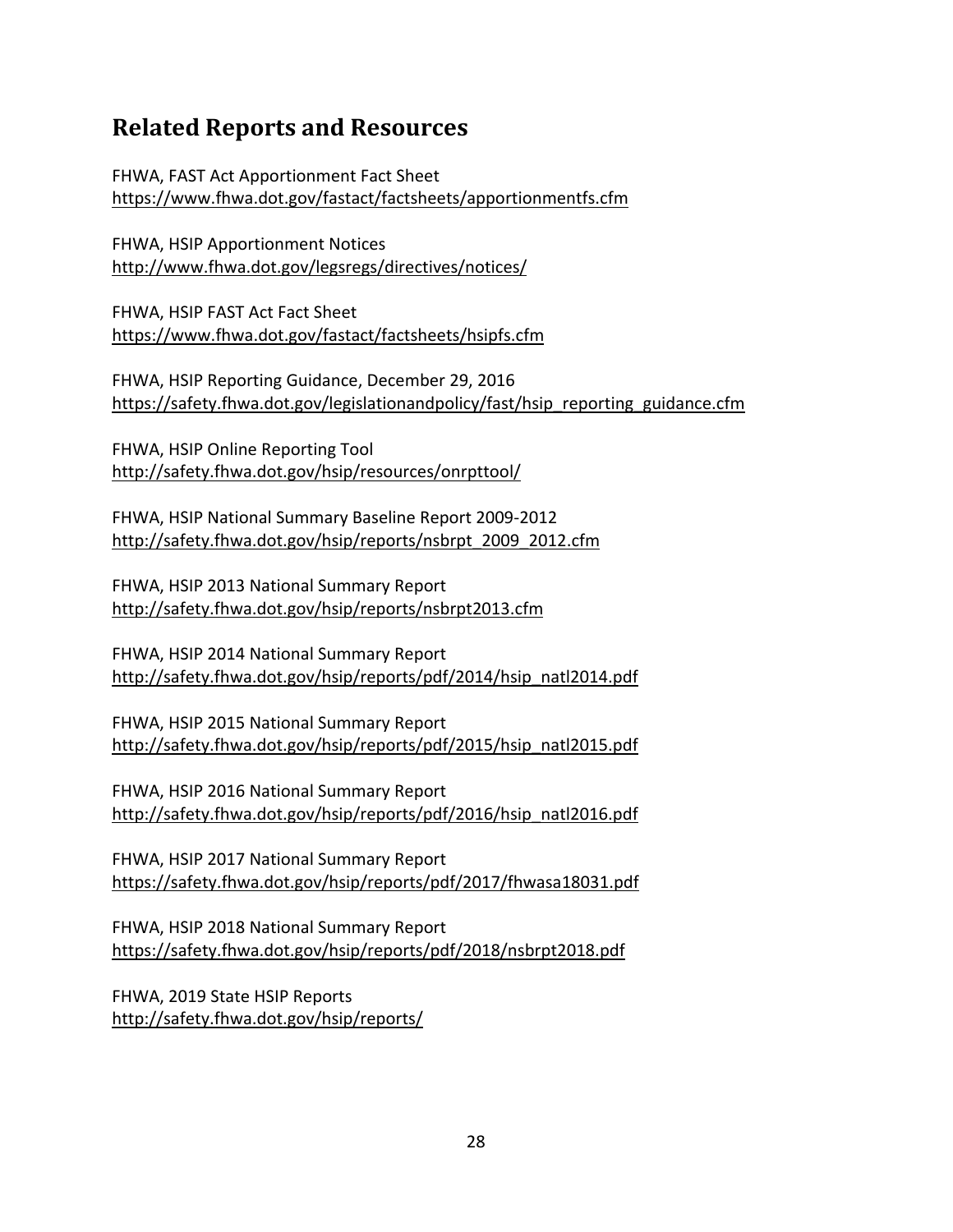## Related Reports and Resources

FHWA, FAST Act Apportionment Fact Sheet
https://www.fhwa.dot.gov/fastact/factsheets/apportionmentfs.cfm

FHWA, HSIP Apportionment Notices
http://www.fhwa.dot.gov/legsregs/directives/notices/

FHWA, HSIP FAST Act Fact Sheet
https://www.fhwa.dot.gov/fastact/factsheets/hsipfs.cfm

FHWA, HSIP Reporting Guidance, December 29, 2016
https://safety.fhwa.dot.gov/legislationandpolicy/fast/hsip_reporting_guidance.cfm

FHWA, HSIP Online Reporting Tool
http://safety.fhwa.dot.gov/hsip/resources/onrpttool/

FHWA, HSIP National Summary Baseline Report 2009-2012
http://safety.fhwa.dot.gov/hsip/reports/nsbrpt_2009_2012.cfm

FHWA, HSIP 2013 National Summary Report
http://safety.fhwa.dot.gov/hsip/reports/nsbrpt2013.cfm

FHWA, HSIP 2014 National Summary Report
http://safety.fhwa.dot.gov/hsip/reports/pdf/2014/hsip_natl2014.pdf

FHWA, HSIP 2015 National Summary Report
http://safety.fhwa.dot.gov/hsip/reports/pdf/2015/hsip_natl2015.pdf

FHWA, HSIP 2016 National Summary Report
http://safety.fhwa.dot.gov/hsip/reports/pdf/2016/hsip_natl2016.pdf

FHWA, HSIP 2017 National Summary Report
https://safety.fhwa.dot.gov/hsip/reports/pdf/2017/fhwasa18031.pdf

FHWA, HSIP 2018 National Summary Report
https://safety.fhwa.dot.gov/hsip/reports/pdf/2018/nsbrpt2018.pdf

FHWA, 2019 State HSIP Reports
http://safety.fhwa.dot.gov/hsip/reports/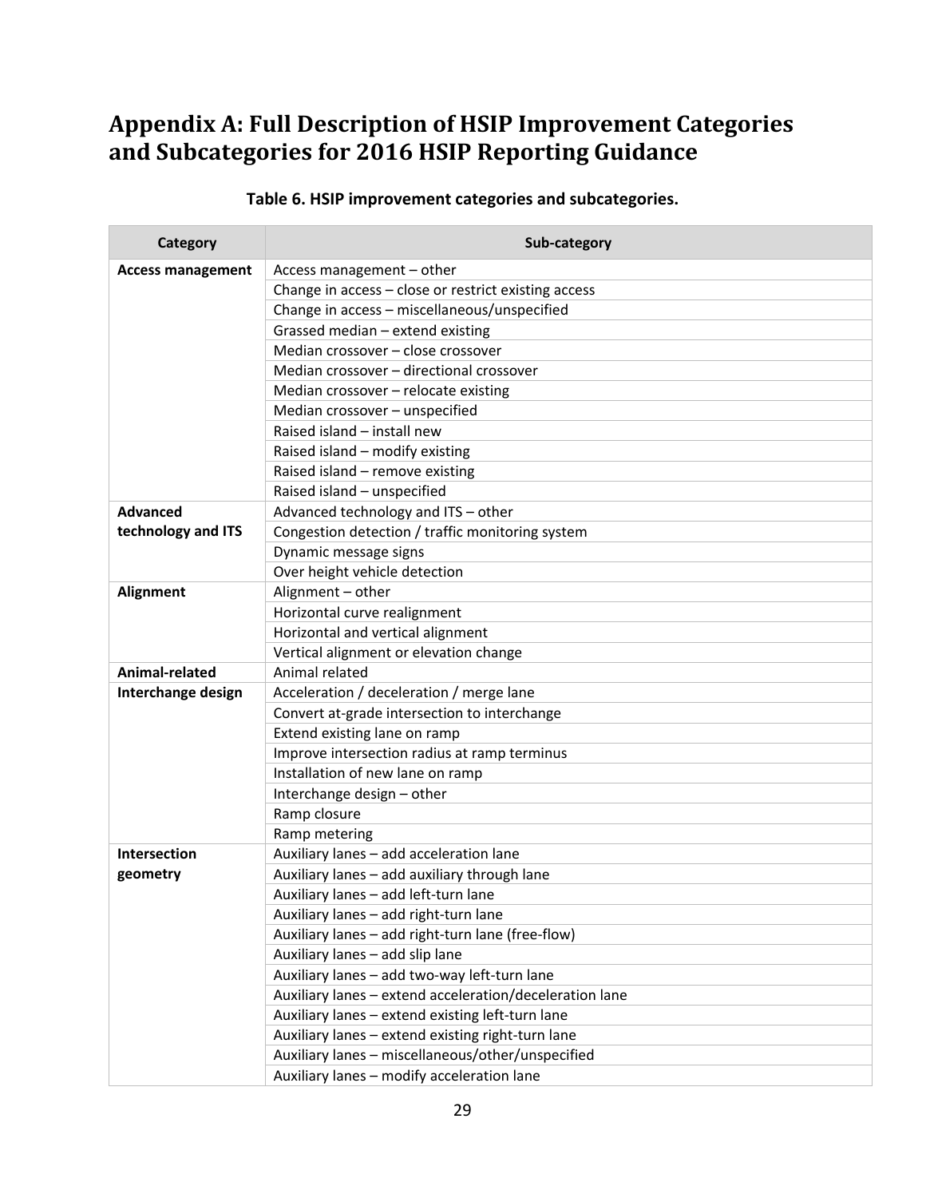# Appendix A: Full Description of HSIP Improvement Categories and Subcategories for 2016 HSIP Reporting Guidance

**Table 6. HSIP improvement categories and subcategories.**

| Category | Sub-category |
|---|---|
| **Access management** | Access management – other |
| | Change in access – close or restrict existing access |
| | Change in access – miscellaneous/unspecified |
| | Grassed median – extend existing |
| | Median crossover – close crossover |
| | Median crossover – directional crossover |
| | Median crossover – relocate existing |
| | Median crossover – unspecified |
| | Raised island – install new |
| | Raised island – modify existing |
| | Raised island – remove existing |
| | Raised island – unspecified |
| **Advanced technology and ITS** | Advanced technology and ITS – other |
| | Congestion detection / traffic monitoring system |
| | Dynamic message signs |
| | Over height vehicle detection |
| **Alignment** | Alignment – other |
| | Horizontal curve realignment |
| | Horizontal and vertical alignment |
| | Vertical alignment or elevation change |
| **Animal-related** | Animal related |
| **Interchange design** | Acceleration / deceleration / merge lane |
| | Convert at-grade intersection to interchange |
| | Extend existing lane on ramp |
| | Improve intersection radius at ramp terminus |
| | Installation of new lane on ramp |
| | Interchange design – other |
| | Ramp closure |
| | Ramp metering |
| **Intersection geometry** | Auxiliary lanes – add acceleration lane |
| | Auxiliary lanes – add auxiliary through lane |
| | Auxiliary lanes – add left-turn lane |
| | Auxiliary lanes – add right-turn lane |
| | Auxiliary lanes – add right-turn lane (free-flow) |
| | Auxiliary lanes – add slip lane |
| | Auxiliary lanes – add two-way left-turn lane |
| | Auxiliary lanes – extend acceleration/deceleration lane |
| | Auxiliary lanes – extend existing left-turn lane |
| | Auxiliary lanes – extend existing right-turn lane |
| | Auxiliary lanes – miscellaneous/other/unspecified |
| | Auxiliary lanes – modify acceleration lane |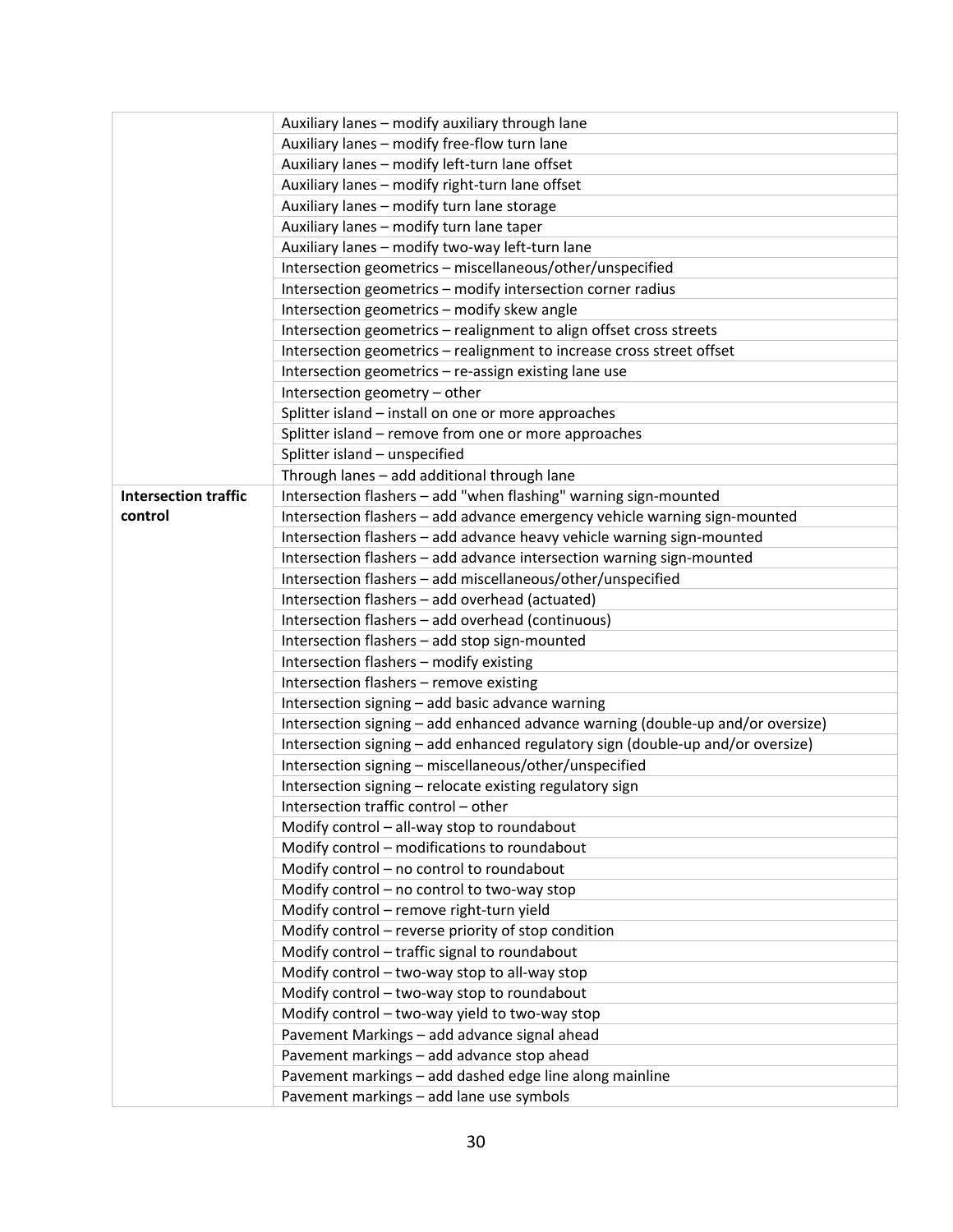| | |
|---|---|
| | Auxiliary lanes – modify auxiliary through lane |
| | Auxiliary lanes – modify free-flow turn lane |
| | Auxiliary lanes – modify left-turn lane offset |
| | Auxiliary lanes – modify right-turn lane offset |
| | Auxiliary lanes – modify turn lane storage |
| | Auxiliary lanes – modify turn lane taper |
| | Auxiliary lanes – modify two-way left-turn lane |
| | Intersection geometrics – miscellaneous/other/unspecified |
| | Intersection geometrics – modify intersection corner radius |
| | Intersection geometrics – modify skew angle |
| | Intersection geometrics – realignment to align offset cross streets |
| | Intersection geometrics – realignment to increase cross street offset |
| | Intersection geometrics – re-assign existing lane use |
| | Intersection geometry – other |
| | Splitter island – install on one or more approaches |
| | Splitter island – remove from one or more approaches |
| | Splitter island – unspecified |
| | Through lanes – add additional through lane |
| **Intersection traffic control** | Intersection flashers – add "when flashing" warning sign-mounted |
| | Intersection flashers – add advance emergency vehicle warning sign-mounted |
| | Intersection flashers – add advance heavy vehicle warning sign-mounted |
| | Intersection flashers – add advance intersection warning sign-mounted |
| | Intersection flashers – add miscellaneous/other/unspecified |
| | Intersection flashers – add overhead (actuated) |
| | Intersection flashers – add overhead (continuous) |
| | Intersection flashers – add stop sign-mounted |
| | Intersection flashers – modify existing |
| | Intersection flashers – remove existing |
| | Intersection signing – add basic advance warning |
| | Intersection signing – add enhanced advance warning (double-up and/or oversize) |
| | Intersection signing – add enhanced regulatory sign (double-up and/or oversize) |
| | Intersection signing – miscellaneous/other/unspecified |
| | Intersection signing – relocate existing regulatory sign |
| | Intersection traffic control – other |
| | Modify control – all-way stop to roundabout |
| | Modify control – modifications to roundabout |
| | Modify control – no control to roundabout |
| | Modify control – no control to two-way stop |
| | Modify control – remove right-turn yield |
| | Modify control – reverse priority of stop condition |
| | Modify control – traffic signal to roundabout |
| | Modify control – two-way stop to all-way stop |
| | Modify control – two-way stop to roundabout |
| | Modify control – two-way yield to two-way stop |
| | Pavement Markings – add advance signal ahead |
| | Pavement markings – add advance stop ahead |
| | Pavement markings – add dashed edge line along mainline |
| | Pavement markings – add lane use symbols |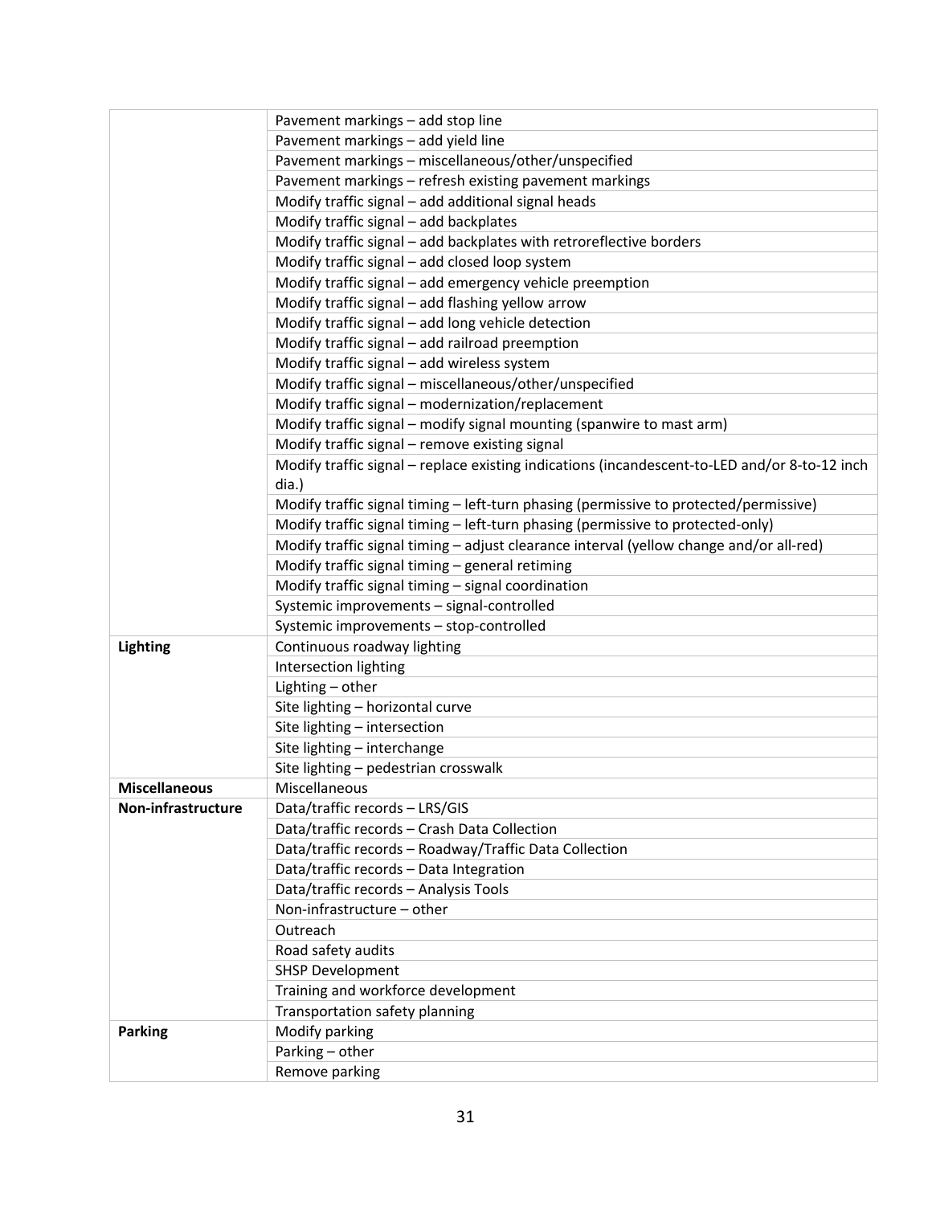| | |
|---|---|
| | Pavement markings – add stop line |
| | Pavement markings – add yield line |
| | Pavement markings – miscellaneous/other/unspecified |
| | Pavement markings – refresh existing pavement markings |
| | Modify traffic signal – add additional signal heads |
| | Modify traffic signal – add backplates |
| | Modify traffic signal – add backplates with retroreflective borders |
| | Modify traffic signal – add closed loop system |
| | Modify traffic signal – add emergency vehicle preemption |
| | Modify traffic signal – add flashing yellow arrow |
| | Modify traffic signal – add long vehicle detection |
| | Modify traffic signal – add railroad preemption |
| | Modify traffic signal – add wireless system |
| | Modify traffic signal – miscellaneous/other/unspecified |
| | Modify traffic signal – modernization/replacement |
| | Modify traffic signal – modify signal mounting (spanwire to mast arm) |
| | Modify traffic signal – remove existing signal |
| | Modify traffic signal – replace existing indications (incandescent-to-LED and/or 8-to-12 inch dia.) |
| | Modify traffic signal timing – left-turn phasing (permissive to protected/permissive) |
| | Modify traffic signal timing – left-turn phasing (permissive to protected-only) |
| | Modify traffic signal timing – adjust clearance interval (yellow change and/or all-red) |
| | Modify traffic signal timing – general retiming |
| | Modify traffic signal timing – signal coordination |
| | Systemic improvements – signal-controlled |
| | Systemic improvements – stop-controlled |
| **Lighting** | Continuous roadway lighting |
| | Intersection lighting |
| | Lighting – other |
| | Site lighting – horizontal curve |
| | Site lighting – intersection |
| | Site lighting – interchange |
| | Site lighting – pedestrian crosswalk |
| **Miscellaneous** | Miscellaneous |
| **Non-infrastructure** | Data/traffic records – LRS/GIS |
| | Data/traffic records – Crash Data Collection |
| | Data/traffic records – Roadway/Traffic Data Collection |
| | Data/traffic records – Data Integration |
| | Data/traffic records – Analysis Tools |
| | Non-infrastructure – other |
| | Outreach |
| | Road safety audits |
| | SHSP Development |
| | Training and workforce development |
| | Transportation safety planning |
| **Parking** | Modify parking |
| | Parking – other |
| | Remove parking |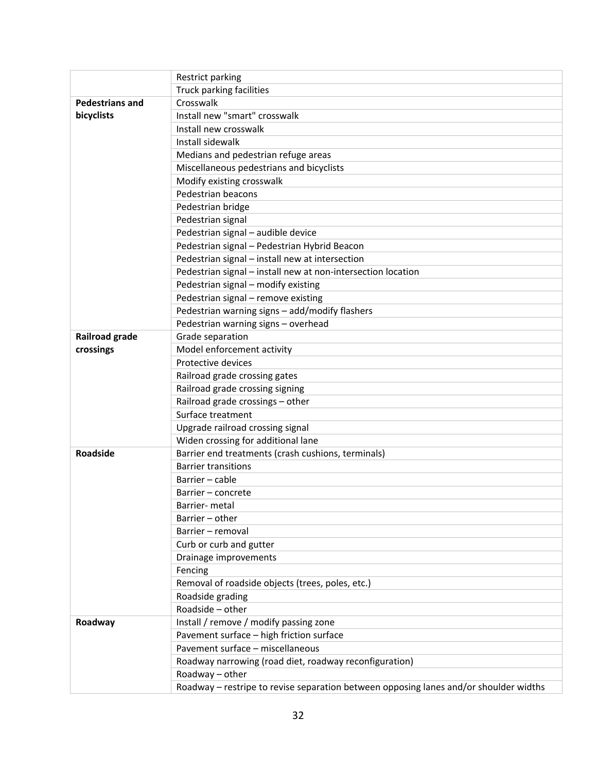| | |
|---|---|
| | Restrict parking |
| | Truck parking facilities |
| **Pedestrians and bicyclists** | Crosswalk |
| | Install new "smart" crosswalk |
| | Install new crosswalk |
| | Install sidewalk |
| | Medians and pedestrian refuge areas |
| | Miscellaneous pedestrians and bicyclists |
| | Modify existing crosswalk |
| | Pedestrian beacons |
| | Pedestrian bridge |
| | Pedestrian signal |
| | Pedestrian signal – audible device |
| | Pedestrian signal – Pedestrian Hybrid Beacon |
| | Pedestrian signal – install new at intersection |
| | Pedestrian signal – install new at non-intersection location |
| | Pedestrian signal – modify existing |
| | Pedestrian signal – remove existing |
| | Pedestrian warning signs – add/modify flashers |
| | Pedestrian warning signs – overhead |
| **Railroad grade crossings** | Grade separation |
| | Model enforcement activity |
| | Protective devices |
| | Railroad grade crossing gates |
| | Railroad grade crossing signing |
| | Railroad grade crossings – other |
| | Surface treatment |
| | Upgrade railroad crossing signal |
| | Widen crossing for additional lane |
| **Roadside** | Barrier end treatments (crash cushions, terminals) |
| | Barrier transitions |
| | Barrier – cable |
| | Barrier – concrete |
| | Barrier- metal |
| | Barrier – other |
| | Barrier – removal |
| | Curb or curb and gutter |
| | Drainage improvements |
| | Fencing |
| | Removal of roadside objects (trees, poles, etc.) |
| | Roadside grading |
| | Roadside – other |
| **Roadway** | Install / remove / modify passing zone |
| | Pavement surface – high friction surface |
| | Pavement surface – miscellaneous |
| | Roadway narrowing (road diet, roadway reconfiguration) |
| | Roadway – other |
| | Roadway – restripe to revise separation between opposing lanes and/or shoulder widths |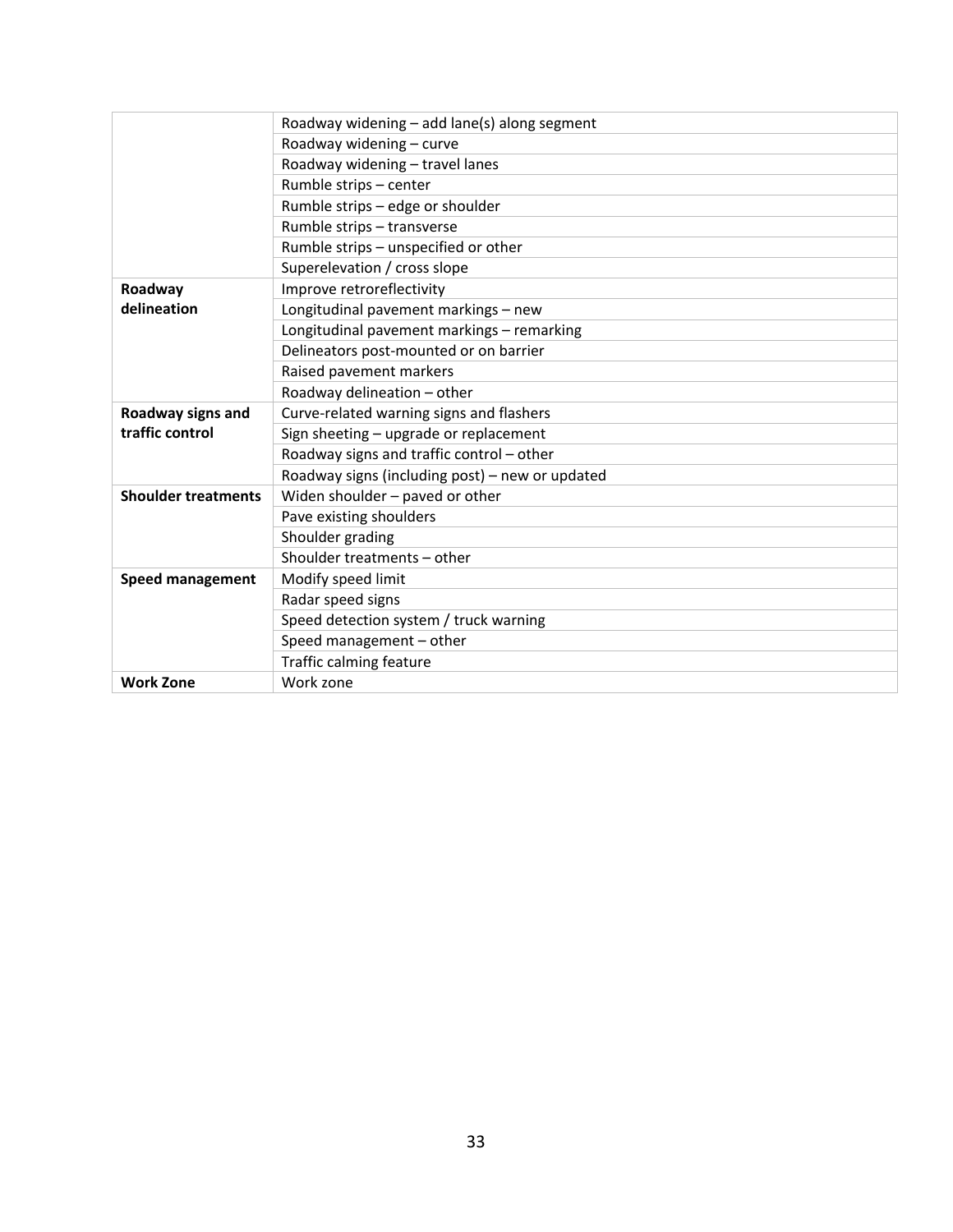| | |
|---|---|
| | Roadway widening – add lane(s) along segment |
| | Roadway widening – curve |
| | Roadway widening – travel lanes |
| | Rumble strips – center |
| | Rumble strips – edge or shoulder |
| | Rumble strips – transverse |
| | Rumble strips – unspecified or other |
| | Superelevation / cross slope |
| **Roadway delineation** | Improve retroreflectivity |
| | Longitudinal pavement markings – new |
| | Longitudinal pavement markings – remarking |
| | Delineators post-mounted or on barrier |
| | Raised pavement markers |
| | Roadway delineation – other |
| **Roadway signs and traffic control** | Curve-related warning signs and flashers |
| | Sign sheeting – upgrade or replacement |
| | Roadway signs and traffic control – other |
| | Roadway signs (including post) – new or updated |
| **Shoulder treatments** | Widen shoulder – paved or other |
| | Pave existing shoulders |
| | Shoulder grading |
| | Shoulder treatments – other |
| **Speed management** | Modify speed limit |
| | Radar speed signs |
| | Speed detection system / truck warning |
| | Speed management – other |
| | Traffic calming feature |
| **Work Zone** | Work zone |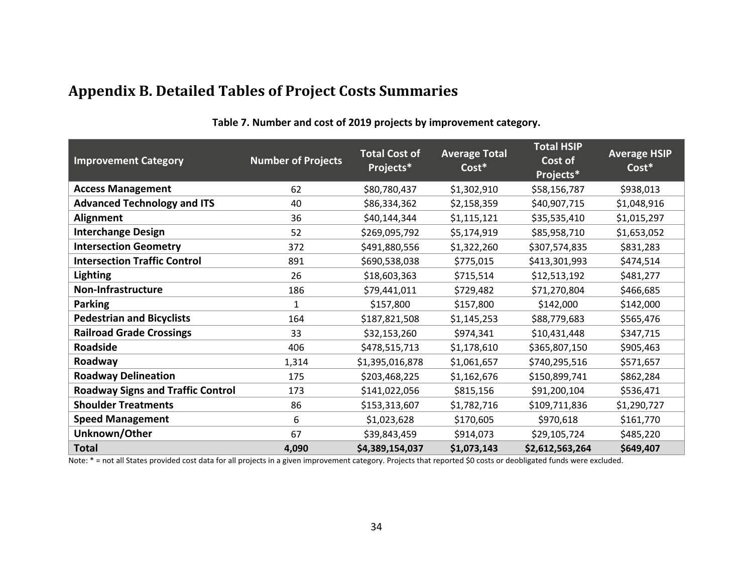# Appendix B. Detailed Tables of Project Costs Summaries

**Table 7. Number and cost of 2019 projects by improvement category.**

| Improvement Category | Number of Projects | Total Cost of Projects* | Average Total Cost* | Total HSIP Cost of Projects* | Average HSIP Cost* |
|---|---|---|---|---|---|
| **Access Management** | 62 | $80,780,437 | $1,302,910 | $58,156,787 | $938,013 |
| **Advanced Technology and ITS** | 40 | $86,334,362 | $2,158,359 | $40,907,715 | $1,048,916 |
| **Alignment** | 36 | $40,144,344 | $1,115,121 | $35,535,410 | $1,015,297 |
| **Interchange Design** | 52 | $269,095,792 | $5,174,919 | $85,958,710 | $1,653,052 |
| **Intersection Geometry** | 372 | $491,880,556 | $1,322,260 | $307,574,835 | $831,283 |
| **Intersection Traffic Control** | 891 | $690,538,038 | $775,015 | $413,301,993 | $474,514 |
| **Lighting** | 26 | $18,603,363 | $715,514 | $12,513,192 | $481,277 |
| **Non-Infrastructure** | 186 | $79,441,011 | $729,482 | $71,270,804 | $466,685 |
| **Parking** | 1 | $157,800 | $157,800 | $142,000 | $142,000 |
| **Pedestrian and Bicyclists** | 164 | $187,821,508 | $1,145,253 | $88,779,683 | $565,476 |
| **Railroad Grade Crossings** | 33 | $32,153,260 | $974,341 | $10,431,448 | $347,715 |
| **Roadside** | 406 | $478,515,713 | $1,178,610 | $365,807,150 | $905,463 |
| **Roadway** | 1,314 | $1,395,016,878 | $1,061,657 | $740,295,516 | $571,657 |
| **Roadway Delineation** | 175 | $203,468,225 | $1,162,676 | $150,899,741 | $862,284 |
| **Roadway Signs and Traffic Control** | 173 | $141,022,056 | $815,156 | $91,200,104 | $536,471 |
| **Shoulder Treatments** | 86 | $153,313,607 | $1,782,716 | $109,711,836 | $1,290,727 |
| **Speed Management** | 6 | $1,023,628 | $170,605 | $970,618 | $161,770 |
| **Unknown/Other** | 67 | $39,843,459 | $914,073 | $29,105,724 | $485,220 |
| **Total** | **4,090** | **$4,389,154,037** | **$1,073,143** | **$2,612,563,264** | **$649,407** |

Note: * = not all States provided cost data for all projects in a given improvement category. Projects that reported $0 costs or deobligated funds were excluded.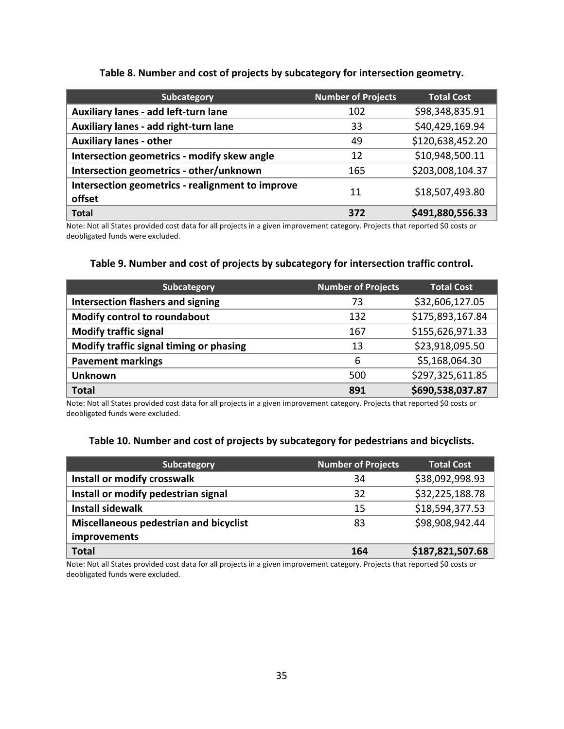**Table 8. Number and cost of projects by subcategory for intersection geometry.**

| Subcategory | Number of Projects | Total Cost |
|---|---|---|
| **Auxiliary lanes - add left-turn lane** | 102 | $98,348,835.91 |
| **Auxiliary lanes - add right-turn lane** | 33 | $40,429,169.94 |
| **Auxiliary lanes - other** | 49 | $120,638,452.20 |
| **Intersection geometrics - modify skew angle** | 12 | $10,948,500.11 |
| **Intersection geometrics - other/unknown** | 165 | $203,008,104.37 |
| **Intersection geometrics - realignment to improve offset** | 11 | $18,507,493.80 |
| **Total** | **372** | **$491,880,556.33** |

Note: Not all States provided cost data for all projects in a given improvement category. Projects that reported $0 costs or deobligated funds were excluded.

**Table 9. Number and cost of projects by subcategory for intersection traffic control.**

| Subcategory | Number of Projects | Total Cost |
|---|---|---|
| **Intersection flashers and signing** | 73 | $32,606,127.05 |
| **Modify control to roundabout** | 132 | $175,893,167.84 |
| **Modify traffic signal** | 167 | $155,626,971.33 |
| **Modify traffic signal timing or phasing** | 13 | $23,918,095.50 |
| **Pavement markings** | 6 | $5,168,064.30 |
| **Unknown** | 500 | $297,325,611.85 |
| **Total** | **891** | **$690,538,037.87** |

Note: Not all States provided cost data for all projects in a given improvement category. Projects that reported $0 costs or deobligated funds were excluded.

**Table 10. Number and cost of projects by subcategory for pedestrians and bicyclists.**

| Subcategory | Number of Projects | Total Cost |
|---|---|---|
| **Install or modify crosswalk** | 34 | $38,092,998.93 |
| **Install or modify pedestrian signal** | 32 | $32,225,188.78 |
| **Install sidewalk** | 15 | $18,594,377.53 |
| **Miscellaneous pedestrian and bicyclist improvements** | 83 | $98,908,942.44 |
| **Total** | **164** | **$187,821,507.68** |

Note: Not all States provided cost data for all projects in a given improvement category. Projects that reported $0 costs or deobligated funds were excluded.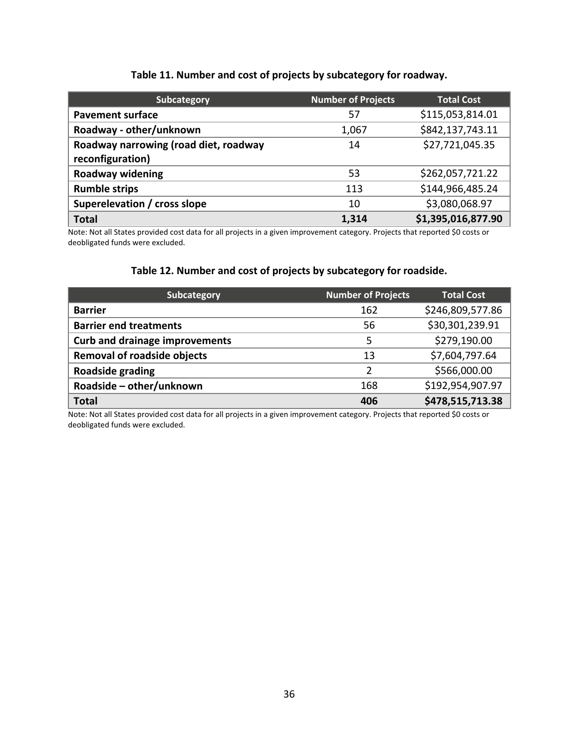**Table 11. Number and cost of projects by subcategory for roadway.**

| Subcategory | Number of Projects | Total Cost |
|---|---|---|
| **Pavement surface** | 57 | $115,053,814.01 |
| **Roadway - other/unknown** | 1,067 | $842,137,743.11 |
| **Roadway narrowing (road diet, roadway reconfiguration)** | 14 | $27,721,045.35 |
| **Roadway widening** | 53 | $262,057,721.22 |
| **Rumble strips** | 113 | $144,966,485.24 |
| **Superelevation / cross slope** | 10 | $3,080,068.97 |
| **Total** | **1,314** | **$1,395,016,877.90** |

Note: Not all States provided cost data for all projects in a given improvement category. Projects that reported $0 costs or deobligated funds were excluded.

**Table 12. Number and cost of projects by subcategory for roadside.**

| Subcategory | Number of Projects | Total Cost |
|---|---|---|
| **Barrier** | 162 | $246,809,577.86 |
| **Barrier end treatments** | 56 | $30,301,239.91 |
| **Curb and drainage improvements** | 5 | $279,190.00 |
| **Removal of roadside objects** | 13 | $7,604,797.64 |
| **Roadside grading** | 2 | $566,000.00 |
| **Roadside – other/unknown** | 168 | $192,954,907.97 |
| **Total** | **406** | **$478,515,713.38** |

Note: Not all States provided cost data for all projects in a given improvement category. Projects that reported $0 costs or deobligated funds were excluded.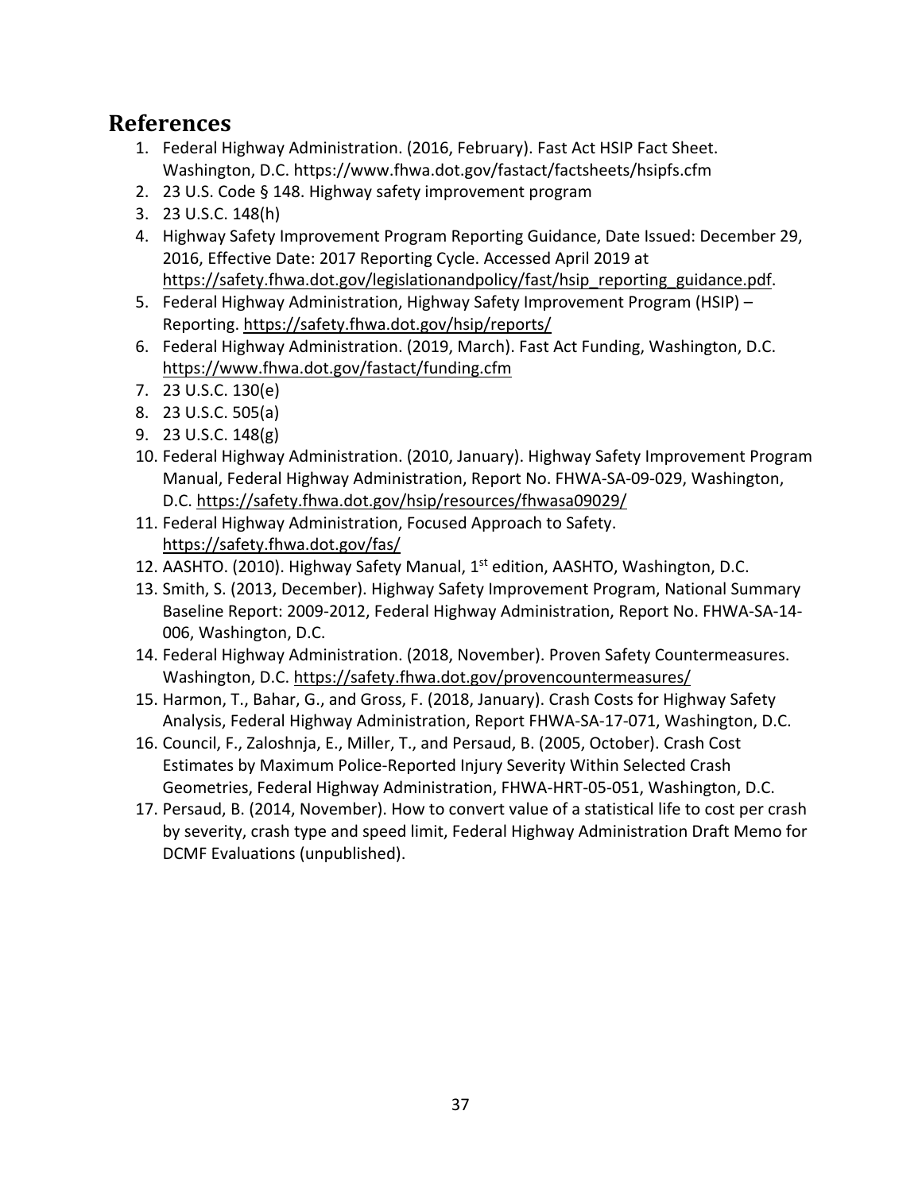## References

1. Federal Highway Administration. (2016, February). Fast Act HSIP Fact Sheet. Washington, D.C. https://www.fhwa.dot.gov/fastact/factsheets/hsipfs.cfm
2. 23 U.S. Code § 148. Highway safety improvement program
3. 23 U.S.C. 148(h)
4. Highway Safety Improvement Program Reporting Guidance, Date Issued: December 29, 2016, Effective Date: 2017 Reporting Cycle. Accessed April 2019 at https://safety.fhwa.dot.gov/legislationandpolicy/fast/hsip_reporting_guidance.pdf.
5. Federal Highway Administration, Highway Safety Improvement Program (HSIP) – Reporting. https://safety.fhwa.dot.gov/hsip/reports/
6. Federal Highway Administration. (2019, March). Fast Act Funding, Washington, D.C. https://www.fhwa.dot.gov/fastact/funding.cfm
7. 23 U.S.C. 130(e)
8. 23 U.S.C. 505(a)
9. 23 U.S.C. 148(g)
10. Federal Highway Administration. (2010, January). Highway Safety Improvement Program Manual, Federal Highway Administration, Report No. FHWA-SA-09-029, Washington, D.C. https://safety.fhwa.dot.gov/hsip/resources/fhwasa09029/
11. Federal Highway Administration, Focused Approach to Safety. https://safety.fhwa.dot.gov/fas/
12. AASHTO. (2010). Highway Safety Manual, 1st edition, AASHTO, Washington, D.C.
13. Smith, S. (2013, December). Highway Safety Improvement Program, National Summary Baseline Report: 2009-2012, Federal Highway Administration, Report No. FHWA-SA-14-006, Washington, D.C.
14. Federal Highway Administration. (2018, November). Proven Safety Countermeasures. Washington, D.C. https://safety.fhwa.dot.gov/provencountermeasures/
15. Harmon, T., Bahar, G., and Gross, F. (2018, January). Crash Costs for Highway Safety Analysis, Federal Highway Administration, Report FHWA-SA-17-071, Washington, D.C.
16. Council, F., Zaloshnja, E., Miller, T., and Persaud, B. (2005, October). Crash Cost Estimates by Maximum Police-Reported Injury Severity Within Selected Crash Geometries, Federal Highway Administration, FHWA-HRT-05-051, Washington, D.C.
17. Persaud, B. (2014, November). How to convert value of a statistical life to cost per crash by severity, crash type and speed limit, Federal Highway Administration Draft Memo for DCMF Evaluations (unpublished).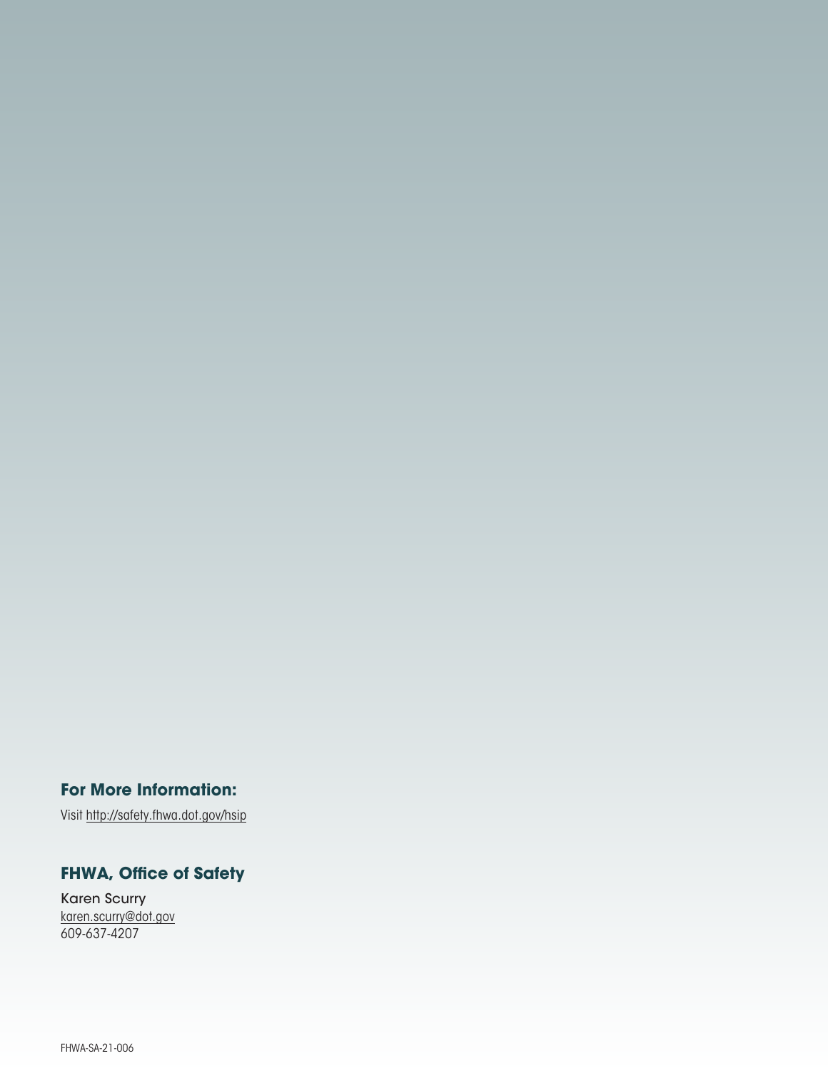### For More Information:

Visit http://safety.fhwa.dot.gov/hsip

### FHWA, Office of Safety

Karen Scurry
karen.scurry@dot.gov
609-637-4207

FHWA-SA-21-006